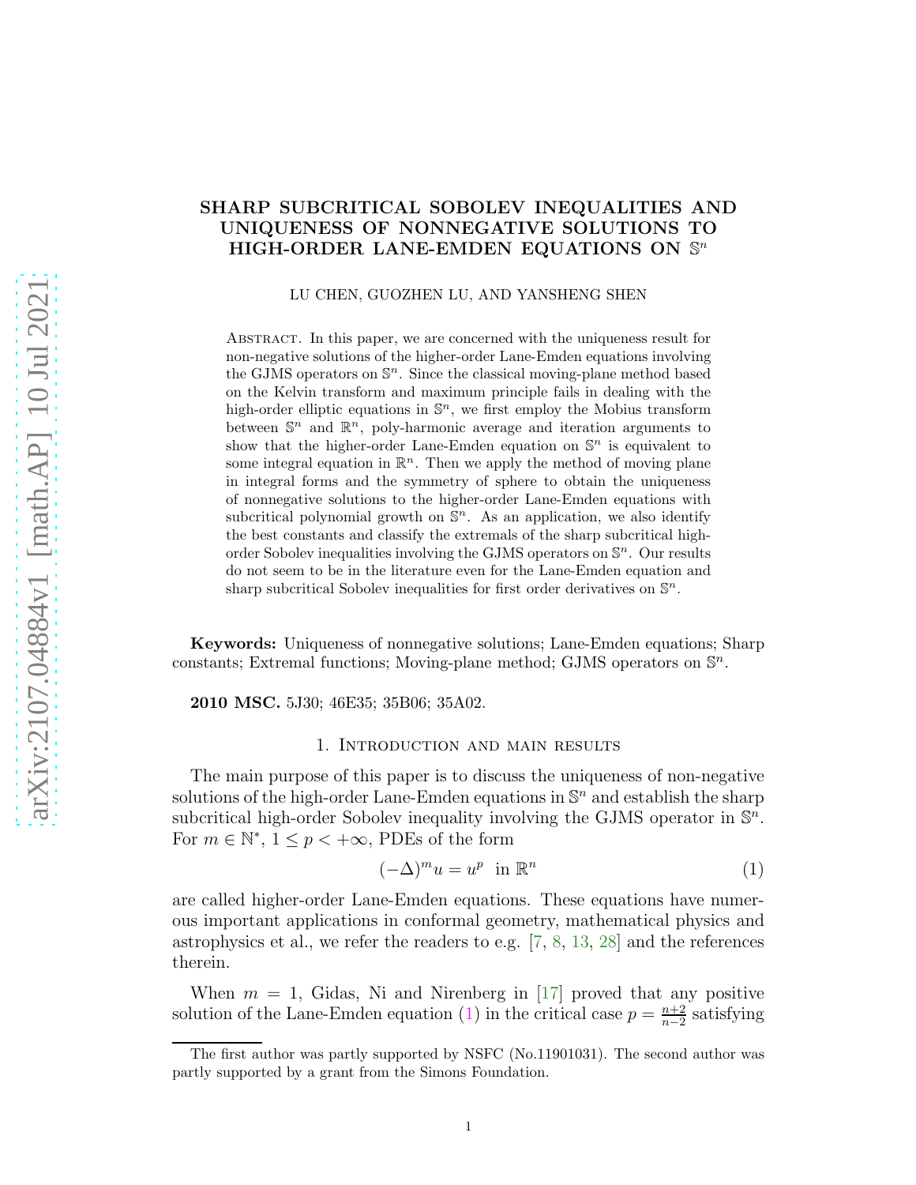# SHARP SUBCRITICAL SOBOLEV INEQUALITIES AND UNIQUENESS OF NONNEGATIVE SOLUTIONS TO HIGH-ORDER LANE-EMDEN EQUATIONS ON $\mathbb{S}^n$

LU CHEN, GUOZHEN LU, AND YANSHENG SHEN

Abstract. In this paper, we are concerned with the uniqueness result for non-negative solutions of the higher-order Lane-Emden equations involving the GJMS operators on $\mathbb{S}^n$. Since the classical moving-plane method based on the Kelvin transform and maximum principle fails in dealing with the high-order elliptic equations in $\mathbb{S}^n$, we first employ the Mobius transform between $\mathbb{S}^n$ and $\mathbb{R}^n$, poly-harmonic average and iteration arguments to show that the higher-order Lane-Emden equation on $\mathbb{S}^n$ is equivalent to some integral equation in $\mathbb{R}^n$. Then we apply the method of moving plane in integral forms and the symmetry of sphere to obtain the uniqueness of nonnegative solutions to the higher-order Lane-Emden equations with subcritical polynomial growth on $\mathbb{S}^n$. As an application, we also identify the best constants and classify the extremals of the sharp subcritical high-order Sobolev inequalities involving the GJMS operators on $\mathbb{S}^n$. Our results do not seem to be in the literature even for the Lane-Emden equation and sharp subcritical Sobolev inequalities for first order derivatives on $\mathbb{S}^n$.

**Keywords:** Uniqueness of nonnegative solutions; Lane-Emden equations; Sharp constants; Extremal functions; Moving-plane method; GJMS operators on $\mathbb{S}^n$.

**2010 MSC.** 5J30; 46E35; 35B06; 35A02.

## 1. Introduction and main results

The main purpose of this paper is to discuss the uniqueness of non-negative solutions of the high-order Lane-Emden equations in $\mathbb{S}^n$ and establish the sharp subcritical high-order Sobolev inequality involving the GJMS operator in $\mathbb{S}^n$. For $m \in \mathbb{N}^*$, $1 \leq p < +\infty$, PDEs of the form

$$(-\Delta)^m u = u^p \quad \text{in } \mathbb{R}^n \tag{1}$$

are called higher-order Lane-Emden equations. These equations have numerous important applications in conformal geometry, mathematical physics and astrophysics et al., we refer the readers to e.g. [7, 8, 13, 28] and the references therein.

When $m = 1$, Gidas, Ni and Nirenberg in [17] proved that any positive solution of the Lane-Emden equation (1) in the critical case $p = \frac{n+2}{n-2}$ satisfying

The first author was partly supported by NSFC (No.11901031). The second author was partly supported by a grant from the Simons Foundation.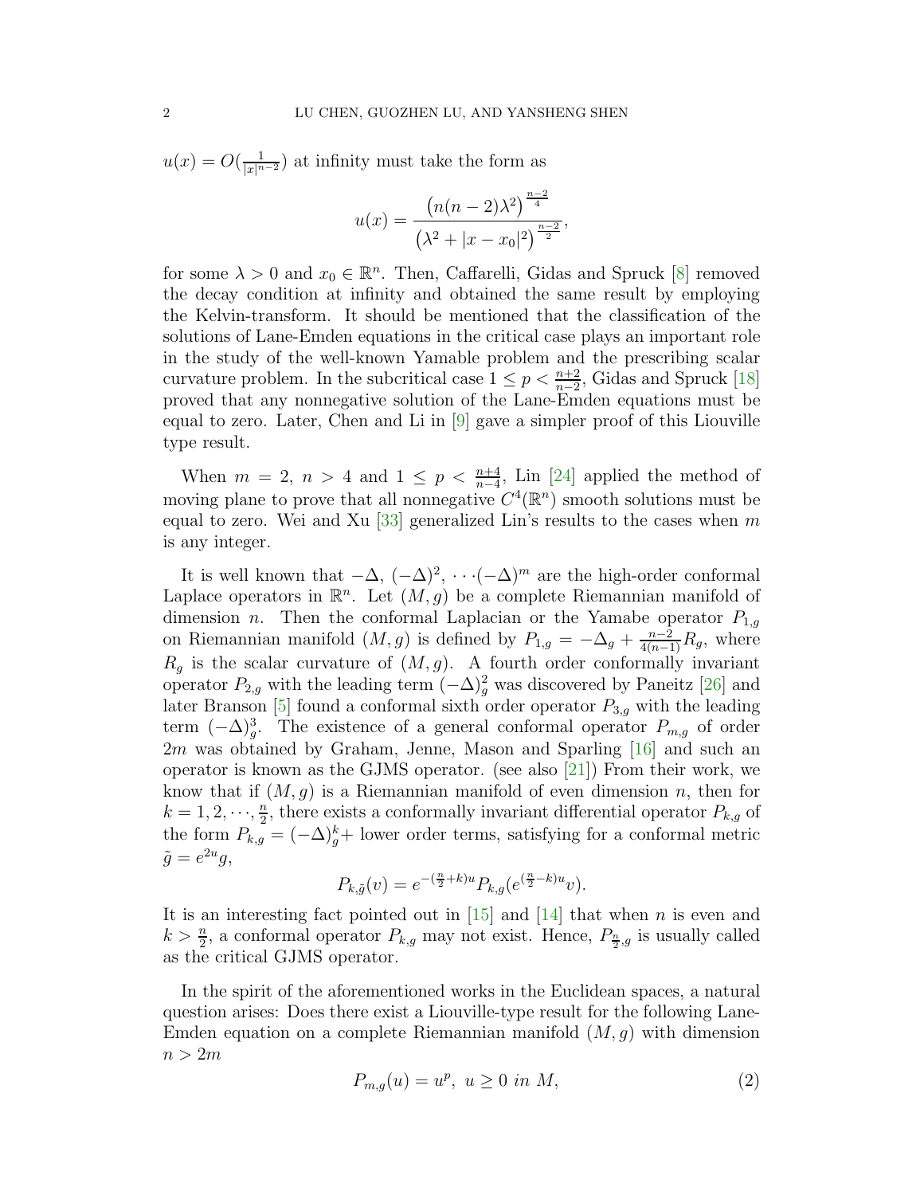$u(x) = O(\frac{1}{|x|^{n-2}})$ at infinity must take the form as

$$u(x) = \frac{\left(n(n-2)\lambda^2\right)^{\frac{n-2}{4}}}{\left(\lambda^2 + |x - x_0|^2\right)^{\frac{n-2}{2}}},$$

for some $\lambda > 0$ and $x_0 \in \mathbb{R}^n$. Then, Caffarelli, Gidas and Spruck [8] removed the decay condition at infinity and obtained the same result by employing the Kelvin-transform. It should be mentioned that the classification of the solutions of Lane-Emden equations in the critical case plays an important role in the study of the well-known Yamable problem and the prescribing scalar curvature problem. In the subcritical case $1 \le p < \frac{n+2}{n-2}$, Gidas and Spruck [18] proved that any nonnegative solution of the Lane-Emden equations must be equal to zero. Later, Chen and Li in [9] gave a simpler proof of this Liouville type result.

When $m = 2$, $n > 4$ and $1 \le p < \frac{n+4}{n-4}$, Lin [24] applied the method of moving plane to prove that all nonnegative $C^4(\mathbb{R}^n)$ smooth solutions must be equal to zero. Wei and Xu [33] generalized Lin's results to the cases when $m$ is any integer.

It is well known that $-\Delta$, $(-\Delta)^2$, $\cdots(-\Delta)^m$ are the high-order conformal Laplace operators in $\mathbb{R}^n$. Let $(M, g)$ be a complete Riemannian manifold of dimension $n$. Then the conformal Laplacian or the Yamabe operator $P_{1,g}$ on Riemannian manifold $(M, g)$ is defined by $P_{1,g} = -\Delta_g + \frac{n-2}{4(n-1)}R_g$, where $R_g$ is the scalar curvature of $(M, g)$. A fourth order conformally invariant operator $P_{2,g}$ with the leading term $(-\Delta)_g^2$ was discovered by Paneitz [26] and later Branson [5] found a conformal sixth order operator $P_{3,g}$ with the leading term $(-\Delta)_g^3$. The existence of a general conformal operator $P_{m,g}$ of order $2m$ was obtained by Graham, Jenne, Mason and Sparling [16] and such an operator is known as the GJMS operator. (see also [21]) From their work, we know that if $(M, g)$ is a Riemannian manifold of even dimension $n$, then for $k = 1, 2, \cdots, \frac{n}{2}$, there exists a conformally invariant differential operator $P_{k,g}$ of the form $P_{k,g} = (-\Delta)_g^k +$ lower order terms, satisfying for a conformal metric $\tilde{g} = e^{2u}g$,

$$P_{k,\tilde{g}}(v) = e^{-(\frac{n}{2}+k)u} P_{k,g}(e^{(\frac{n}{2}-k)u}v).$$

It is an interesting fact pointed out in [15] and [14] that when $n$ is even and $k > \frac{n}{2}$, a conformal operator $P_{k,g}$ may not exist. Hence, $P_{\frac{n}{2},g}$ is usually called as the critical GJMS operator.

In the spirit of the aforementioned works in the Euclidean spaces, a natural question arises: Does there exist a Liouville-type result for the following Lane-Emden equation on a complete Riemannian manifold $(M, g)$ with dimension $n > 2m$

$$P_{m,g}(u) = u^p, \ u \ge 0 \ in \ M, \tag{2}$$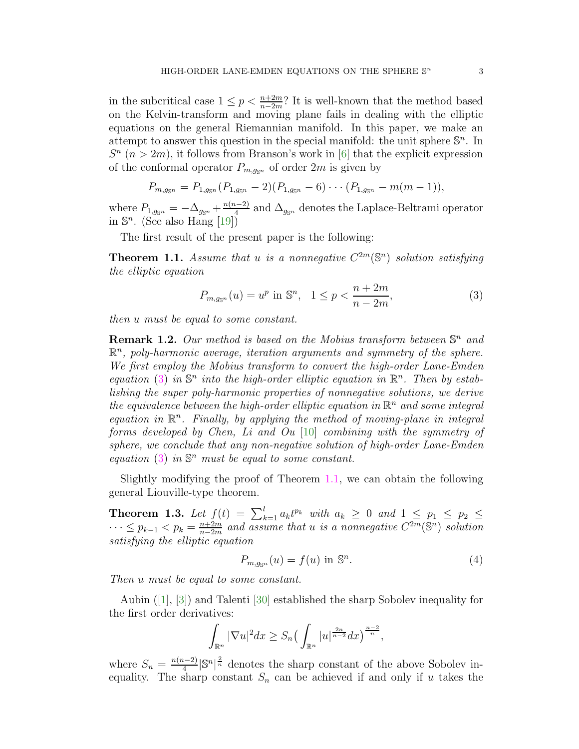in the subcritical case $1 \le p < \frac{n+2m}{n-2m}$? It is well-known that the method based on the Kelvin-transform and moving plane fails in dealing with the elliptic equations on the general Riemannian manifold. In this paper, we make an attempt to answer this question in the special manifold: the unit sphere $\mathbb{S}^n$. In $S^n$ ($n > 2m$), it follows from Branson's work in [6] that the explicit expression of the conformal operator $P_{m,g_{\mathbb{S}^n}}$ of order $2m$ is given by

$$P_{m,g_{\mathbb{S}^n}} = P_{1,g_{\mathbb{S}^n}}(P_{1,g_{\mathbb{S}^n}} - 2)(P_{1,g_{\mathbb{S}^n}} - 6)\cdots(P_{1,g_{\mathbb{S}^n}} - m(m-1)),$$

where $P_{1,g_{\mathbb{S}^n}} = -\Delta_{g_{\mathbb{S}^n}} + \frac{n(n-2)}{4}$ and $\Delta_{g_{\mathbb{S}^n}}$ denotes the Laplace-Beltrami operator in $\mathbb{S}^n$. (See also Hang [19])

The first result of the present paper is the following:

**Theorem 1.1.** *Assume that $u$ is a nonnegative $C^{2m}(\mathbb{S}^n)$ solution satisfying the elliptic equation*

$$P_{m,g_{\mathbb{S}^n}}(u) = u^p \text{ in } \mathbb{S}^n, \quad 1 \le p < \frac{n+2m}{n-2m}, \tag{3}$$

*then $u$ must be equal to some constant.*

**Remark 1.2.** *Our method is based on the Mobius transform between $\mathbb{S}^n$ and $\mathbb{R}^n$, poly-harmonic average, iteration arguments and symmetry of the sphere. We first employ the Mobius transform to convert the high-order Lane-Emden equation (3) in $\mathbb{S}^n$ into the high-order elliptic equation in $\mathbb{R}^n$. Then by establishing the super poly-harmonic properties of nonnegative solutions, we derive the equivalence between the high-order elliptic equation in $\mathbb{R}^n$ and some integral equation in $\mathbb{R}^n$. Finally, by applying the method of moving-plane in integral forms developed by Chen, Li and Ou [10] combining with the symmetry of sphere, we conclude that any non-negative solution of high-order Lane-Emden equation (3) in $\mathbb{S}^n$ must be equal to some constant.*

Slightly modifying the proof of Theorem 1.1, we can obtain the following general Liouville-type theorem.

**Theorem 1.3.** *Let $f(t) = \sum_{k=1}^{l} a_k t^{p_k}$ with $a_k \ge 0$ and $1 \le p_1 \le p_2 \le \cdots \le p_{k-1} < p_k = \frac{n+2m}{n-2m}$ and assume that $u$ is a nonnegative $C^{2m}(\mathbb{S}^n)$ solution satisfying the elliptic equation*

$$P_{m,g_{\mathbb{S}^n}}(u) = f(u) \text{ in } \mathbb{S}^n. \tag{4}$$

*Then $u$ must be equal to some constant.*

Aubin ([1], [3]) and Talenti [30] established the sharp Sobolev inequality for the first order derivatives:

$$\int_{\mathbb{R}^n} |\nabla u|^2 dx \ge S_n \big( \int_{\mathbb{R}^n} |u|^{\frac{2n}{n-2}} dx \big)^{\frac{n-2}{n}},$$

where $S_n = \frac{n(n-2)}{4} |\mathbb{S}^n|^{\frac{2}{n}}$ denotes the sharp constant of the above Sobolev inequality. The sharp constant $S_n$ can be achieved if and only if $u$ takes the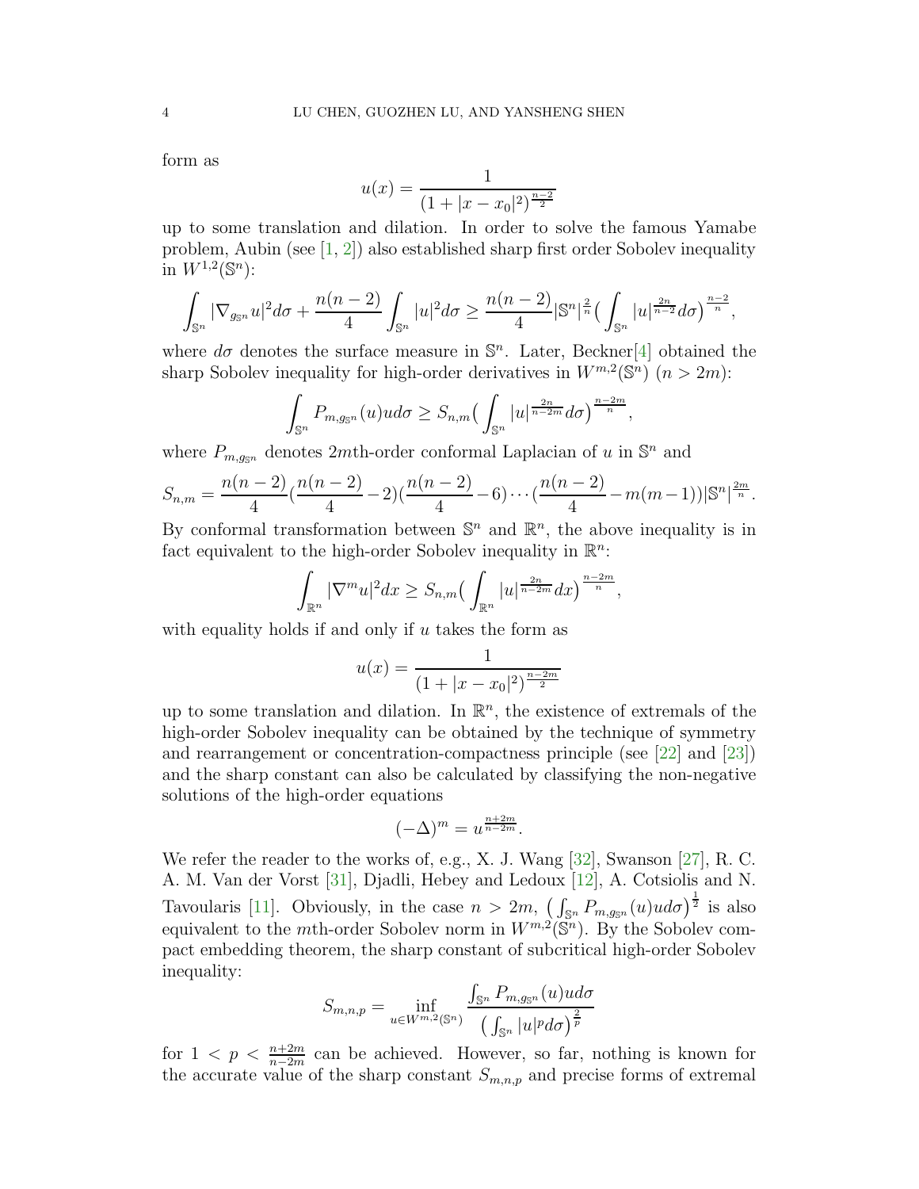form as

$$u(x)=\frac{1}{(1+|x-x_0|^2)^{\frac{n-2}{2}}}$$

up to some translation and dilation. In order to solve the famous Yamabe problem, Aubin (see [1, 2]) also established sharp first order Sobolev inequality in $W^{1,2}(\mathbb{S}^n)$:

$$\int_{\mathbb{S}^n}|\nabla_{g_{\mathbb{S}^n}}u|^2d\sigma+\frac{n(n-2)}{4}\int_{\mathbb{S}^n}|u|^2d\sigma\geq\frac{n(n-2)}{4}|\mathbb{S}^n|^{\frac{2}{n}}\big(\int_{\mathbb{S}^n}|u|^{\frac{2n}{n-2}}d\sigma\big)^{\frac{n-2}{n}},$$

where $d\sigma$ denotes the surface measure in $\mathbb{S}^n$. Later, Beckner[4] obtained the sharp Sobolev inequality for high-order derivatives in $W^{m,2}(\mathbb{S}^n)$ $(n>2m)$:

$$\int_{\mathbb{S}^n}P_{m,g_{\mathbb{S}^n}}(u)ud\sigma\geq S_{n,m}\big(\int_{\mathbb{S}^n}|u|^{\frac{2n}{n-2m}}d\sigma\big)^{\frac{n-2m}{n}},$$

where $P_{m,g_{\mathbb{S}^n}}$ denotes $2m$th-order conformal Laplacian of $u$ in $\mathbb{S}^n$ and

$$S_{n,m}=\frac{n(n-2)}{4}(\frac{n(n-2)}{4}-2)(\frac{n(n-2)}{4}-6)\cdots(\frac{n(n-2)}{4}-m(m-1))|\mathbb{S}^n|^{\frac{2m}{n}}.$$

By conformal transformation between $\mathbb{S}^n$ and $\mathbb{R}^n$, the above inequality is in fact equivalent to the high-order Sobolev inequality in $\mathbb{R}^n$:

$$\int_{\mathbb{R}^n}|\nabla^m u|^2dx\geq S_{n,m}\big(\int_{\mathbb{R}^n}|u|^{\frac{2n}{n-2m}}dx\big)^{\frac{n-2m}{n}},$$

with equality holds if and only if $u$ takes the form as

$$u(x)=\frac{1}{(1+|x-x_0|^2)^{\frac{n-2m}{2}}}$$

up to some translation and dilation. In $\mathbb{R}^n$, the existence of extremals of the high-order Sobolev inequality can be obtained by the technique of symmetry and rearrangement or concentration-compactness principle (see [22] and [23]) and the sharp constant can also be calculated by classifying the non-negative solutions of the high-order equations

$$(-\Delta)^m=u^{\frac{n+2m}{n-2m}}.$$

We refer the reader to the works of, e.g., X. J. Wang [32], Swanson [27], R. C. A. M. Van der Vorst [31], Djadli, Hebey and Ledoux [12], A. Cotsiolis and N. Tavoularis [11]. Obviously, in the case $n>2m$, $\big(\int_{\mathbb{S}^n}P_{m,g_{\mathbb{S}^n}}(u)ud\sigma\big)^{\frac{1}{2}}$ is also equivalent to the $m$th-order Sobolev norm in $W^{m,2}(\mathbb{S}^n)$. By the Sobolev compact embedding theorem, the sharp constant of subcritical high-order Sobolev inequality:

$$S_{m,n,p}=\inf_{u\in W^{m,2}(\mathbb{S}^n)}\frac{\int_{\mathbb{S}^n}P_{m,g_{\mathbb{S}^n}}(u)ud\sigma}{\big(\int_{\mathbb{S}^n}|u|^pd\sigma\big)^{\frac{2}{p}}}$$

for $1<p<\frac{n+2m}{n-2m}$ can be achieved. However, so far, nothing is known for the accurate value of the sharp constant $S_{m,n,p}$ and precise forms of extremal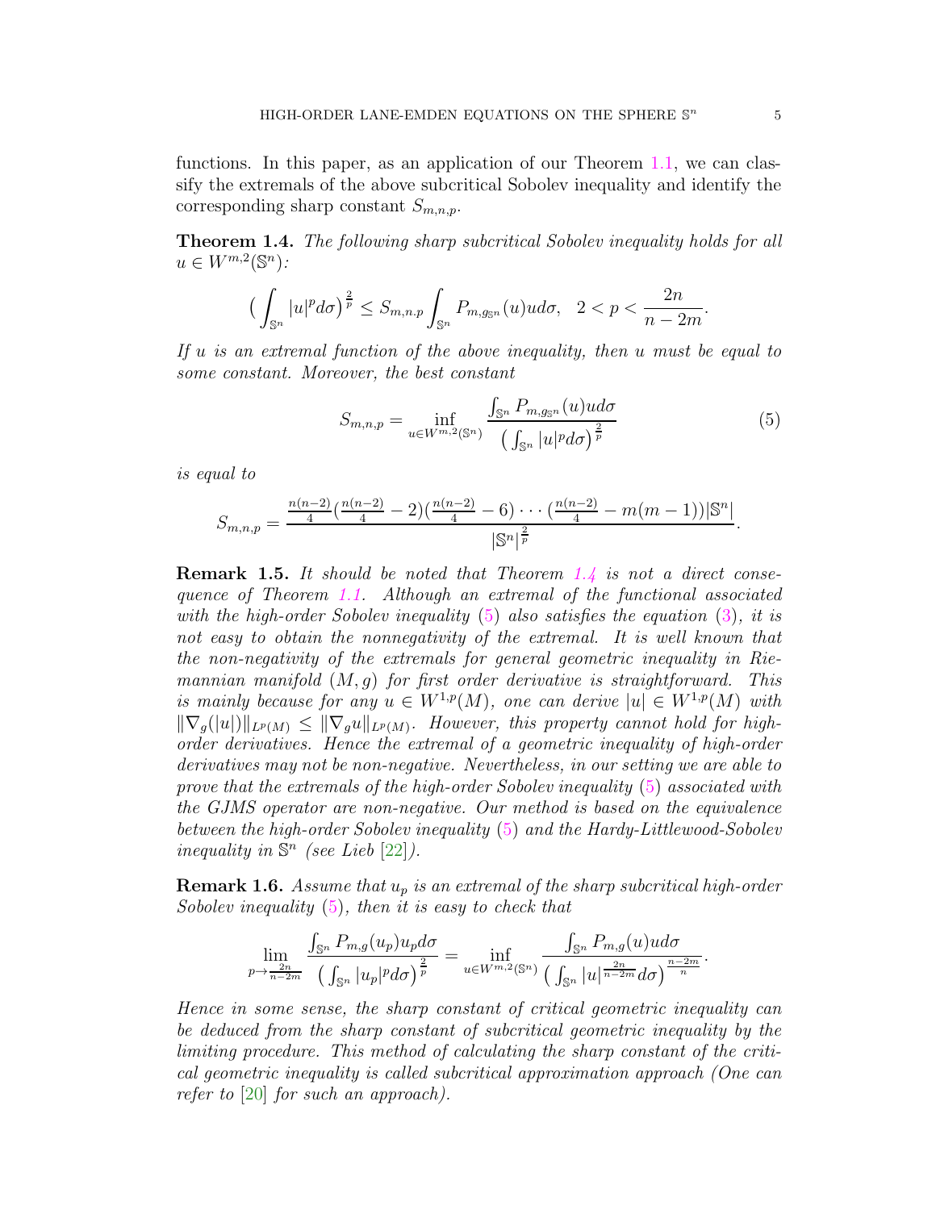functions. In this paper, as an application of our Theorem 1.1, we can classify the extremals of the above subcritical Sobolev inequality and identify the corresponding sharp constant $S_{m,n,p}$.

**Theorem 1.4.** *The following sharp subcritical Sobolev inequality holds for all $u \in W^{m,2}(\mathbb{S}^n)$:*

$$\Big( \int_{\mathbb{S}^n} |u|^p d\sigma \Big)^{\frac{2}{p}} \le S_{m,n.p} \int_{\mathbb{S}^n} P_{m,g_{\mathbb{S}^n}}(u) u d\sigma, \quad 2 < p < \frac{2n}{n-2m}.$$

*If $u$ is an extremal function of the above inequality, then $u$ must be equal to some constant. Moreover, the best constant*

$$S_{m,n,p} = \inf_{u \in W^{m,2}(\mathbb{S}^n)} \frac{\int_{\mathbb{S}^n} P_{m,g_{\mathbb{S}^n}}(u) u d\sigma}{\big( \int_{\mathbb{S}^n} |u|^p d\sigma \big)^{\frac{2}{p}}} \tag{5}$$

*is equal to*

$$S_{m,n,p} = \frac{\frac{n(n-2)}{4}(\frac{n(n-2)}{4} - 2)(\frac{n(n-2)}{4} - 6) \cdots (\frac{n(n-2)}{4} - m(m-1))|\mathbb{S}^n|}{|\mathbb{S}^n|^{\frac{2}{p}}}.$$

**Remark 1.5.** *It should be noted that Theorem 1.4 is not a direct consequence of Theorem 1.1. Although an extremal of the functional associated with the high-order Sobolev inequality (5) also satisfies the equation (3), it is not easy to obtain the nonnegativity of the extremal. It is well known that the non-negativity of the extremals for general geometric inequality in Riemannian manifold $(M, g)$ for first order derivative is straightforward. This is mainly because for any $u \in W^{1,p}(M)$, one can derive $|u| \in W^{1,p}(M)$ with $\|\nabla_g(|u|)\|_{L^p(M)} \le \|\nabla_g u\|_{L^p(M)}$. However, this property cannot hold for high-order derivatives. Hence the extremal of a geometric inequality of high-order derivatives may not be non-negative. Nevertheless, in our setting we are able to prove that the extremals of the high-order Sobolev inequality (5) associated with the GJMS operator are non-negative. Our method is based on the equivalence between the high-order Sobolev inequality (5) and the Hardy-Littlewood-Sobolev inequality in $\mathbb{S}^n$ (see Lieb [22]).*

**Remark 1.6.** *Assume that $u_p$ is an extremal of the sharp subcritical high-order Sobolev inequality (5), then it is easy to check that*

$$\lim_{p \to \frac{2n}{n-2m}} \frac{\int_{\mathbb{S}^n} P_{m,g}(u_p) u_p d\sigma}{\big( \int_{\mathbb{S}^n} |u_p|^p d\sigma \big)^{\frac{2}{p}}} = \inf_{u \in W^{m,2}(\mathbb{S}^n)} \frac{\int_{\mathbb{S}^n} P_{m,g}(u) u d\sigma}{\big( \int_{\mathbb{S}^n} |u|^{\frac{2n}{n-2m}} d\sigma \big)^{\frac{n-2m}{n}}}.$$

*Hence in some sense, the sharp constant of critical geometric inequality can be deduced from the sharp constant of subcritical geometric inequality by the limiting procedure. This method of calculating the sharp constant of the critical geometric inequality is called subcritical approximation approach (One can refer to [20] for such an approach).*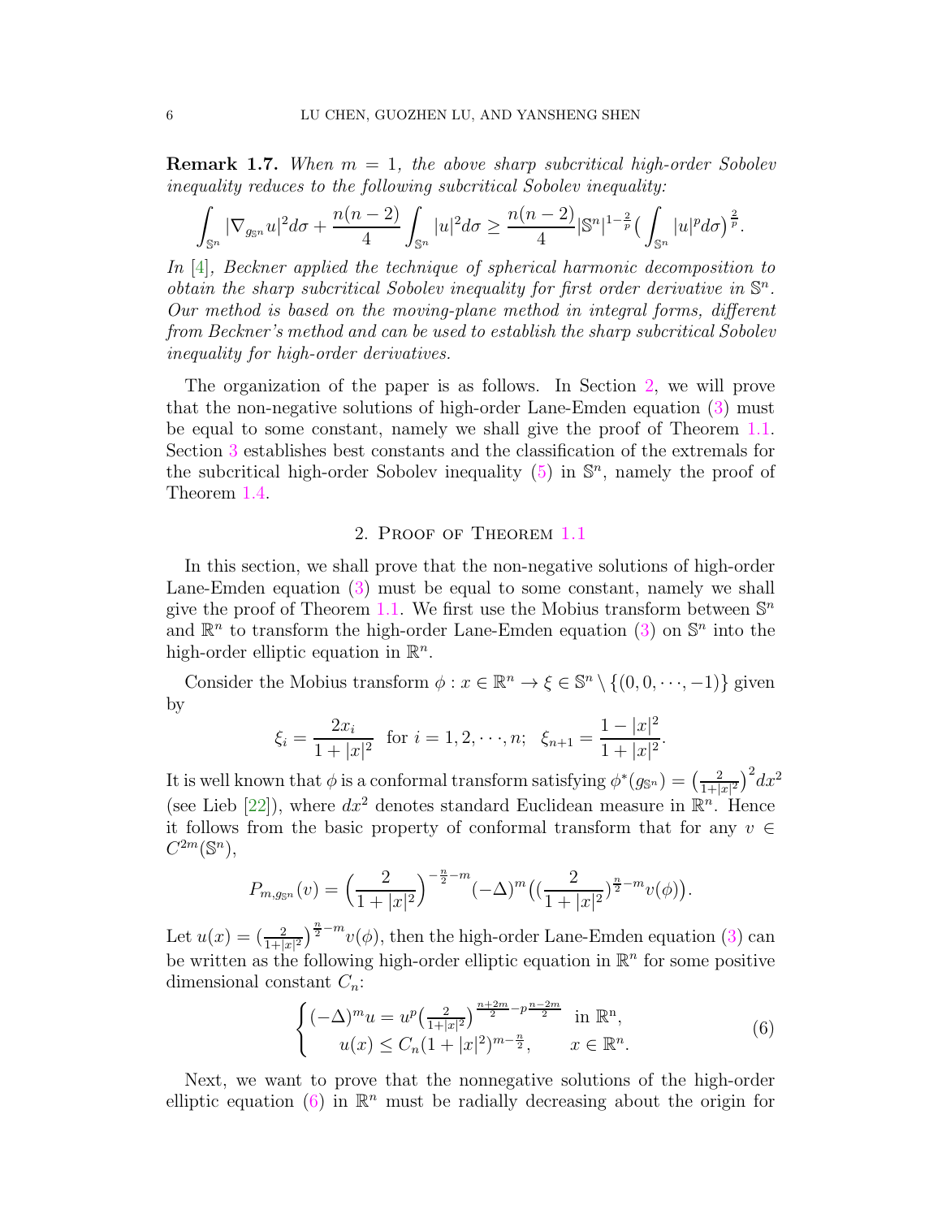**Remark 1.7.** *When $m = 1$, the above sharp subcritical high-order Sobolev inequality reduces to the following subcritical Sobolev inequality:*

$$\int_{\mathbb{S}^n} |\nabla_{g_{\mathbb{S}^n}} u|^2 d\sigma + \frac{n(n-2)}{4} \int_{\mathbb{S}^n} |u|^2 d\sigma \geq \frac{n(n-2)}{4} |\mathbb{S}^n|^{1-\frac{2}{p}} \big( \int_{\mathbb{S}^n} |u|^p d\sigma \big)^{\frac{2}{p}}.$$

*In [4], Beckner applied the technique of spherical harmonic decomposition to obtain the sharp subcritical Sobolev inequality for first order derivative in $\mathbb{S}^n$. Our method is based on the moving-plane method in integral forms, different from Beckner's method and can be used to establish the sharp subcritical Sobolev inequality for high-order derivatives.*

The organization of the paper is as follows. In Section 2, we will prove that the non-negative solutions of high-order Lane-Emden equation (3) must be equal to some constant, namely we shall give the proof of Theorem 1.1. Section 3 establishes best constants and the classification of the extremals for the subcritical high-order Sobolev inequality (5) in $\mathbb{S}^n$, namely the proof of Theorem 1.4.

## 2. Proof of Theorem 1.1

In this section, we shall prove that the non-negative solutions of high-order Lane-Emden equation (3) must be equal to some constant, namely we shall give the proof of Theorem 1.1. We first use the Mobius transform between $\mathbb{S}^n$ and $\mathbb{R}^n$ to transform the high-order Lane-Emden equation (3) on $\mathbb{S}^n$ into the high-order elliptic equation in $\mathbb{R}^n$.

Consider the Mobius transform $\phi : x \in \mathbb{R}^n \to \xi \in \mathbb{S}^n \setminus \{(0, 0, \cdots, -1)\}$ given by

$$\xi_i = \frac{2x_i}{1+|x|^2} \text{ for } i = 1, 2, \cdots, n; \quad \xi_{n+1} = \frac{1-|x|^2}{1+|x|^2}.$$

It is well known that $\phi$ is a conformal transform satisfying $\phi^*(g_{\mathbb{S}^n}) = \big(\frac{2}{1+|x|^2}\big)^2 dx^2$ (see Lieb [22]), where $dx^2$ denotes standard Euclidean measure in $\mathbb{R}^n$. Hence it follows from the basic property of conformal transform that for any $v \in C^{2m}(\mathbb{S}^n)$,

$$P_{m,g_{\mathbb{S}^n}}(v) = \Big(\frac{2}{1+|x|^2}\Big)^{-\frac{n}{2}-m} (-\Delta)^m \big( (\frac{2}{1+|x|^2})^{\frac{n}{2}-m} v(\phi) \big).$$

Let $u(x) = (\frac{2}{1+|x|^2})^{\frac{n}{2}-m} v(\phi)$, then the high-order Lane-Emden equation (3) can be written as the following high-order elliptic equation in $\mathbb{R}^n$ for some positive dimensional constant $C_n$:

$$\begin{cases} (-\Delta)^m u = u^p \big(\frac{2}{1+|x|^2}\big)^{\frac{n+2m}{2} - p\frac{n-2m}{2}} & \text{in } \mathbb{R}^n, \\ u(x) \leq C_n (1+|x|^2)^{m-\frac{n}{2}}, & x \in \mathbb{R}^n. \end{cases} \tag{6}$$

Next, we want to prove that the nonnegative solutions of the high-order elliptic equation (6) in $\mathbb{R}^n$ must be radially decreasing about the origin for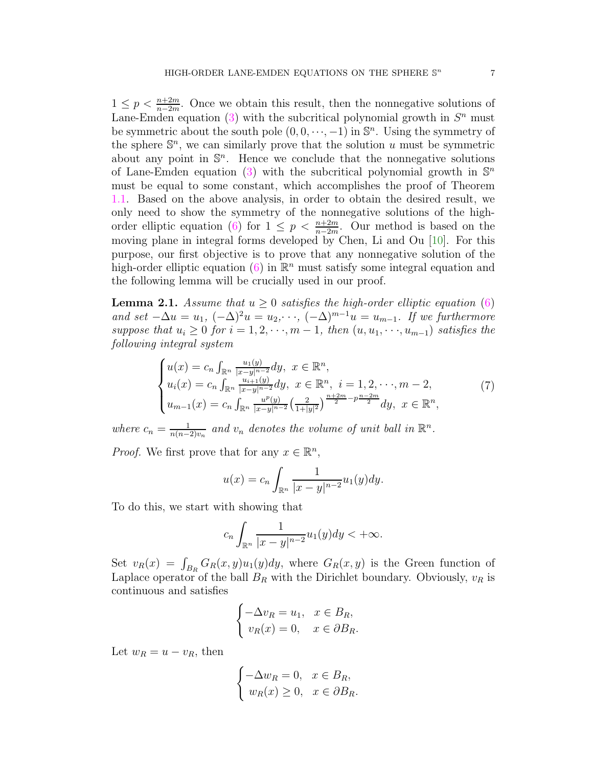$1 \leq p < \frac{n+2m}{n-2m}$. Once we obtain this result, then the nonnegative solutions of Lane-Emden equation (3) with the subcritical polynomial growth in $S^n$ must be symmetric about the south pole $(0, 0, \cdots, -1)$ in $\mathbb{S}^n$. Using the symmetry of the sphere $\mathbb{S}^n$, we can similarly prove that the solution $u$ must be symmetric about any point in $\mathbb{S}^n$. Hence we conclude that the nonnegative solutions of Lane-Emden equation (3) with the subcritical polynomial growth in $\mathbb{S}^n$ must be equal to some constant, which accomplishes the proof of Theorem 1.1. Based on the above analysis, in order to obtain the desired result, we only need to show the symmetry of the nonnegative solutions of the high-order elliptic equation (6) for $1 \leq p < \frac{n+2m}{n-2m}$. Our method is based on the moving plane in integral forms developed by Chen, Li and Ou [10]. For this purpose, our first objective is to prove that any nonnegative solution of the high-order elliptic equation (6) in $\mathbb{R}^n$ must satisfy some integral equation and the following lemma will be crucially used in our proof.

**Lemma 2.1.** *Assume that $u \geq 0$ satisfies the high-order elliptic equation (6) and set $-\Delta u = u_1$, $(-\Delta)^2 u = u_2, \cdots$, $(-\Delta)^{m-1} u = u_{m-1}$. If we furthermore suppose that $u_i \geq 0$ for $i = 1, 2, \cdots, m-1$, then $(u, u_1, \cdots, u_{m-1})$ satisfies the following integral system*

$$
\begin{cases}
u(x) = c_n \int_{\mathbb{R}^n} \frac{u_1(y)}{|x-y|^{n-2}} dy, \ x \in \mathbb{R}^n, \\
u_i(x) = c_n \int_{\mathbb{R}^n} \frac{u_{i+1}(y)}{|x-y|^{n-2}} dy, \ x \in \mathbb{R}^n, \ i = 1, 2, \cdots, m-2, \\
u_{m-1}(x) = c_n \int_{\mathbb{R}^n} \frac{u^p(y)}{|x-y|^{n-2}} \left(\frac{2}{1+|y|^2}\right)^{\frac{n+2m}{2} - p\frac{n-2m}{2}} dy, \ x \in \mathbb{R}^n,
\end{cases}
\tag{7}
$$

*where $c_n = \frac{1}{n(n-2)v_n}$ and $v_n$ denotes the volume of unit ball in $\mathbb{R}^n$.*

*Proof.* We first prove that for any $x \in \mathbb{R}^n$,

$$
u(x) = c_n \int_{\mathbb{R}^n} \frac{1}{|x-y|^{n-2}} u_1(y) dy.
$$

To do this, we start with showing that

$$
c_n \int_{\mathbb{R}^n} \frac{1}{|x-y|^{n-2}} u_1(y) dy < +\infty.
$$

Set $v_R(x) = \int_{B_R} G_R(x, y) u_1(y) dy$, where $G_R(x, y)$ is the Green function of Laplace operator of the ball $B_R$ with the Dirichlet boundary. Obviously, $v_R$ is continuous and satisfies

$$
\begin{cases}
-\Delta v_R = u_1, & x \in B_R, \\
v_R(x) = 0, & x \in \partial B_R.
\end{cases}
$$

Let $w_R = u - v_R$, then

$$
\begin{cases}
-\Delta w_R = 0, & x \in B_R, \\
w_R(x) \geq 0, & x \in \partial B_R.
\end{cases}
$$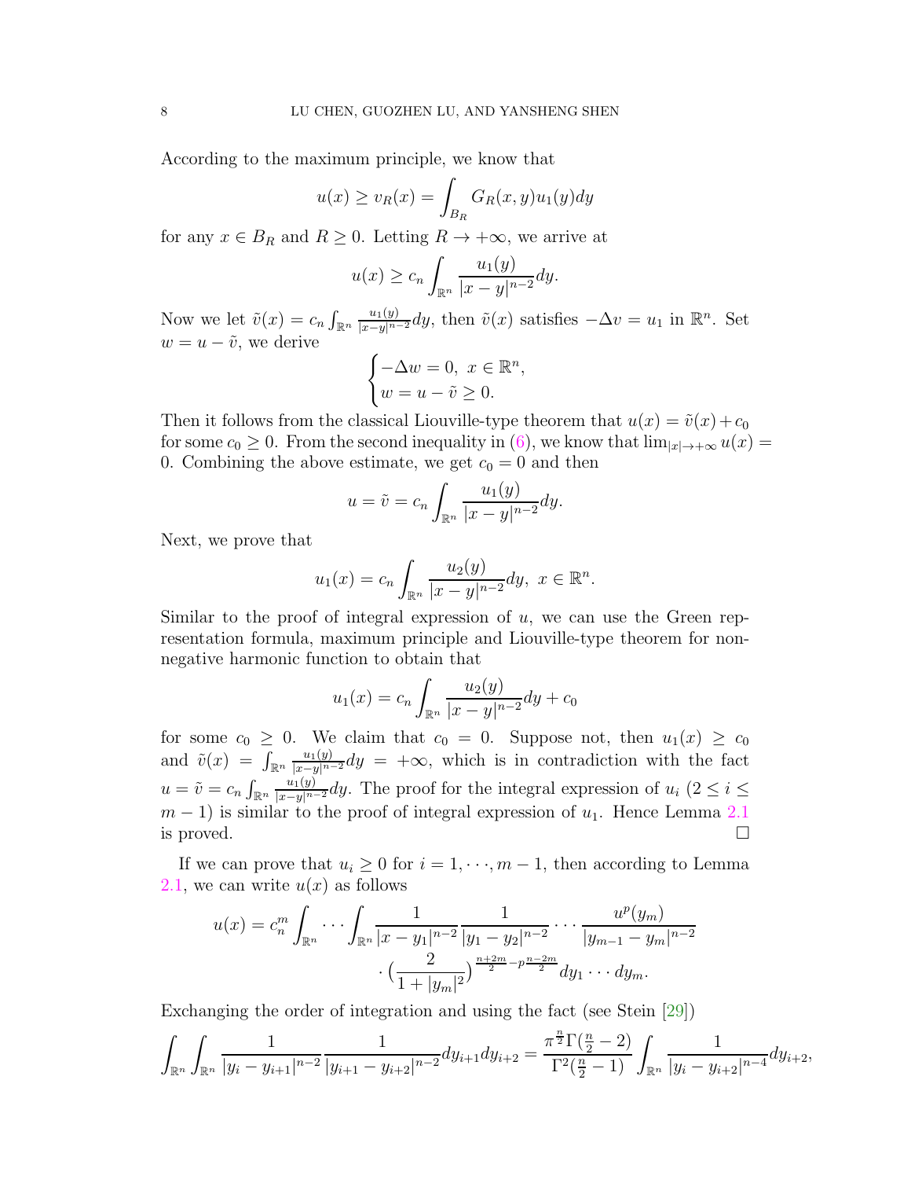According to the maximum principle, we know that

$$u(x) \geq v_R(x) = \int_{B_R} G_R(x,y) u_1(y) dy$$

for any $x \in B_R$ and $R \geq 0$. Letting $R \to +\infty$, we arrive at

$$u(x) \geq c_n \int_{\mathbb{R}^n} \frac{u_1(y)}{|x-y|^{n-2}} dy.$$

Now we let $\tilde{v}(x) = c_n \int_{\mathbb{R}^n} \frac{u_1(y)}{|x-y|^{n-2}} dy$, then $\tilde{v}(x)$ satisfies $-\Delta v = u_1$ in $\mathbb{R}^n$. Set $w = u - \tilde{v}$, we derive

$$\begin{cases} -\Delta w = 0, \ x \in \mathbb{R}^n, \\ w = u - \tilde{v} \geq 0. \end{cases}$$

Then it follows from the classical Liouville-type theorem that $u(x) = \tilde{v}(x) + c_0$ for some $c_0 \geq 0$. From the second inequality in (6), we know that $\lim_{|x| \to +\infty} u(x) = 0$. Combining the above estimate, we get $c_0 = 0$ and then

$$u = \tilde{v} = c_n \int_{\mathbb{R}^n} \frac{u_1(y)}{|x-y|^{n-2}} dy.$$

Next, we prove that

$$u_1(x) = c_n \int_{\mathbb{R}^n} \frac{u_2(y)}{|x-y|^{n-2}} dy, \ x \in \mathbb{R}^n.$$

Similar to the proof of integral expression of $u$, we can use the Green representation formula, maximum principle and Liouville-type theorem for nonnegative harmonic function to obtain that

$$u_1(x) = c_n \int_{\mathbb{R}^n} \frac{u_2(y)}{|x-y|^{n-2}} dy + c_0$$

for some $c_0 \geq 0$. We claim that $c_0 = 0$. Suppose not, then $u_1(x) \geq c_0$ and $\tilde{v}(x) = \int_{\mathbb{R}^n} \frac{u_1(y)}{|x-y|^{n-2}} dy = +\infty$, which is in contradiction with the fact $u = \tilde{v} = c_n \int_{\mathbb{R}^n} \frac{u_1(y)}{|x-y|^{n-2}} dy$. The proof for the integral expression of $u_i$ $(2 \leq i \leq m-1)$ is similar to the proof of integral expression of $u_1$. Hence Lemma 2.1 is proved. $\square$

If we can prove that $u_i \geq 0$ for $i = 1, \cdots, m-1$, then according to Lemma 2.1, we can write $u(x)$ as follows

$$u(x) = c_n^m \int_{\mathbb{R}^n} \cdots \int_{\mathbb{R}^n} \frac{1}{|x-y_1|^{n-2}} \frac{1}{|y_1-y_2|^{n-2}} \cdots \frac{u^p(y_m)}{|y_{m-1}-y_m|^{n-2}} \cdot \left(\frac{2}{1+|y_m|^2}\right)^{\frac{n+2m}{2} - p\frac{n-2m}{2}} dy_1 \cdots dy_m.$$

Exchanging the order of integration and using the fact (see Stein [29])

$$\int_{\mathbb{R}^n} \int_{\mathbb{R}^n} \frac{1}{|y_i - y_{i+1}|^{n-2}} \frac{1}{|y_{i+1} - y_{i+2}|^{n-2}} dy_{i+1} dy_{i+2} = \frac{\pi^{\frac{n}{2}} \Gamma(\frac{n}{2} - 2)}{\Gamma^2(\frac{n}{2} - 1)} \int_{\mathbb{R}^n} \frac{1}{|y_i - y_{i+2}|^{n-4}} dy_{i+2},$$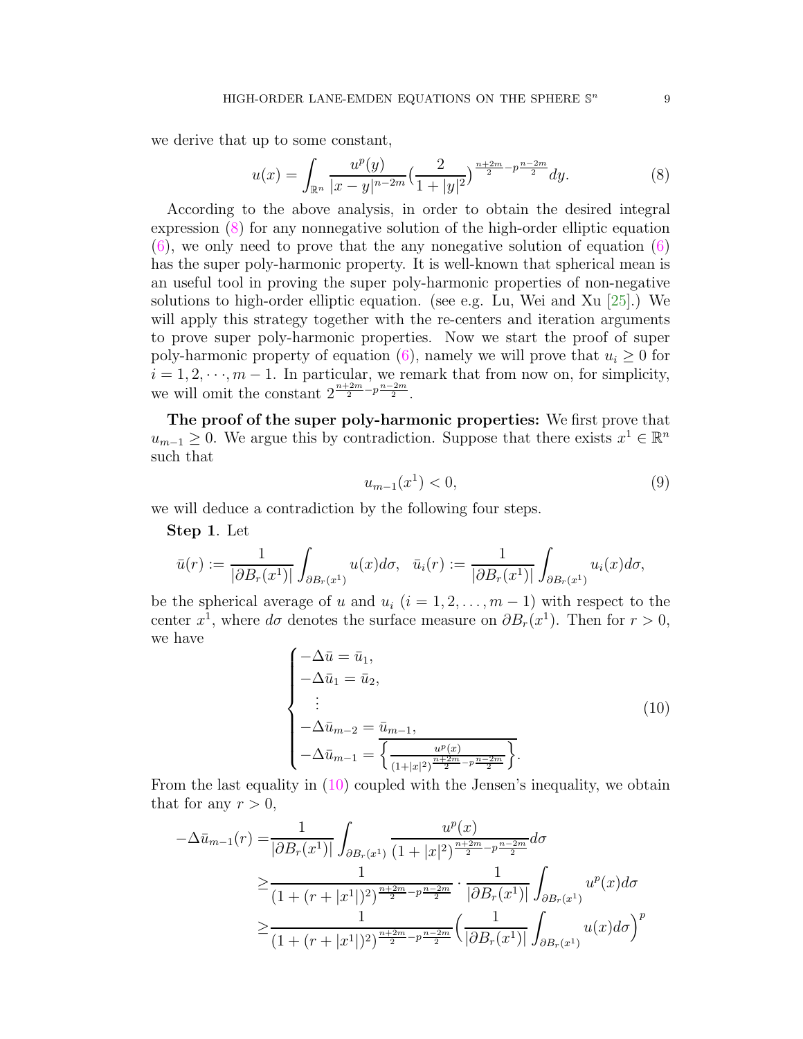we derive that up to some constant,

$$u(x) = \int_{\mathbb{R}^n} \frac{u^p(y)}{|x-y|^{n-2m}} \Big(\frac{2}{1+|y|^2}\Big)^{\frac{n+2m}{2} - p\frac{n-2m}{2}} dy. \tag{8}$$

According to the above analysis, in order to obtain the desired integral expression (8) for any nonnegative solution of the high-order elliptic equation (6), we only need to prove that the any nonegative solution of equation (6) has the super poly-harmonic property. It is well-known that spherical mean is an useful tool in proving the super poly-harmonic properties of non-negative solutions to high-order elliptic equation. (see e.g. Lu, Wei and Xu [25].) We will apply this strategy together with the re-centers and iteration arguments to prove super poly-harmonic properties. Now we start the proof of super poly-harmonic property of equation (6), namely we will prove that $u_i \geq 0$ for $i = 1, 2, \cdots, m-1$. In particular, we remark that from now on, for simplicity, we will omit the constant $2^{\frac{n+2m}{2} - p\frac{n-2m}{2}}$.

**The proof of the super poly-harmonic properties:** We first prove that $u_{m-1} \geq 0$. We argue this by contradiction. Suppose that there exists $x^1 \in \mathbb{R}^n$ such that

$$u_{m-1}(x^1) < 0, \tag{9}$$

we will deduce a contradiction by the following four steps.

**Step 1**. Let

$$\bar{u}(r) := \frac{1}{|\partial B_r(x^1)|} \int_{\partial B_r(x^1)} u(x) d\sigma, \quad \bar{u}_i(r) := \frac{1}{|\partial B_r(x^1)|} \int_{\partial B_r(x^1)} u_i(x) d\sigma,$$

be the spherical average of $u$ and $u_i$ $(i = 1, 2, \ldots, m-1)$ with respect to the center $x^1$, where $d\sigma$ denotes the surface measure on $\partial B_r(x^1)$. Then for $r > 0$, we have

$$\begin{cases} -\Delta \bar{u} = \bar{u}_1, \\ -\Delta \bar{u}_1 = \bar{u}_2, \\ \quad \vdots \\ -\Delta \bar{u}_{m-2} = \bar{u}_{m-1}, \\ -\Delta \bar{u}_{m-1} = \overline{\left\{ \frac{u^p(x)}{(1+|x|^2)^{\frac{n+2m}{2} - p\frac{n-2m}{2}}} \right\}}. \end{cases} \tag{10}$$

From the last equality in (10) coupled with the Jensen's inequality, we obtain that for any $r > 0$,

$$\begin{aligned} -\Delta \bar{u}_{m-1}(r) =& \frac{1}{|\partial B_r(x^1)|} \int_{\partial B_r(x^1)} \frac{u^p(x)}{(1+|x|^2)^{\frac{n+2m}{2} - p\frac{n-2m}{2}}} d\sigma \\ \geq& \frac{1}{(1+(r+|x^1|)^2)^{\frac{n+2m}{2} - p\frac{n-2m}{2}}} \cdot \frac{1}{|\partial B_r(x^1)|} \int_{\partial B_r(x^1)} u^p(x) d\sigma \\ \geq& \frac{1}{(1+(r+|x^1|)^2)^{\frac{n+2m}{2} - p\frac{n-2m}{2}}} \Big( \frac{1}{|\partial B_r(x^1)|} \int_{\partial B_r(x^1)} u(x) d\sigma \Big)^p \end{aligned}$$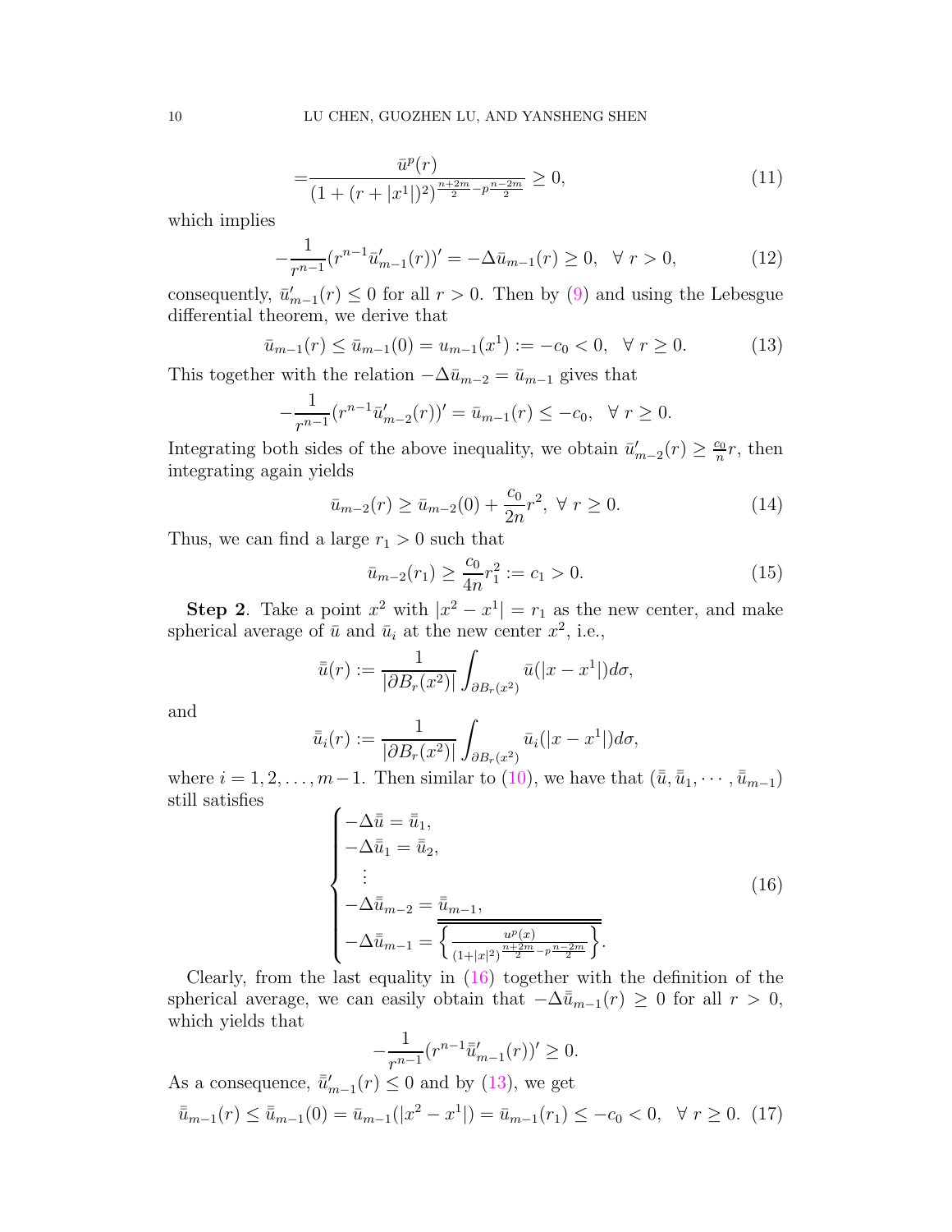$$
= \frac{\bar{u}^p(r)}{(1+(r+|x^1|)^2)^{\frac{n+2m}{2}-p\frac{n-2m}{2}}} \geq 0, \tag{11}
$$

which implies

$$
-\frac{1}{r^{n-1}}(r^{n-1}\bar{u}'_{m-1}(r))' = -\Delta \bar{u}_{m-1}(r) \geq 0, \ \ \forall \ r>0, \tag{12}
$$

consequently, $\bar{u}'_{m-1}(r) \leq 0$ for all $r>0$. Then by (9) and using the Lebesgue differential theorem, we derive that

$$
\bar{u}_{m-1}(r) \leq \bar{u}_{m-1}(0) = u_{m-1}(x^1) := -c_0 < 0, \ \ \forall \ r \geq 0. \tag{13}
$$

This together with the relation $-\Delta \bar{u}_{m-2} = \bar{u}_{m-1}$ gives that

$$
-\frac{1}{r^{n-1}}(r^{n-1}\bar{u}'_{m-2}(r))' = \bar{u}_{m-1}(r) \leq -c_0, \ \ \forall \ r \geq 0.
$$

Integrating both sides of the above inequality, we obtain $\bar{u}'_{m-2}(r) \geq \frac{c_0}{n} r$, then integrating again yields

$$
\bar{u}_{m-2}(r) \geq \bar{u}_{m-2}(0) + \frac{c_0}{2n} r^2, \ \forall \ r \geq 0. \tag{14}
$$

Thus, we can find a large $r_1>0$ such that

$$
\bar{u}_{m-2}(r_1) \geq \frac{c_0}{4n} r_1^2 := c_1 > 0. \tag{15}
$$

**Step 2**. Take a point $x^2$ with $|x^2 - x^1| = r_1$ as the new center, and make spherical average of $\bar{u}$ and $\bar{u}_i$ at the new center $x^2$, i.e.,

$$
\bar{\bar{u}}(r) := \frac{1}{|\partial B_r(x^2)|} \int_{\partial B_r(x^2)} \bar{u}(|x-x^1|) d\sigma,
$$

and

$$
\bar{\bar{u}}_i(r) := \frac{1}{|\partial B_r(x^2)|} \int_{\partial B_r(x^2)} \bar{u}_i(|x-x^1|) d\sigma,
$$

where $i=1,2,\ldots,m-1$. Then similar to (10), we have that $(\bar{\bar{u}}, \bar{\bar{u}}_1, \cdots, \bar{\bar{u}}_{m-1})$ still satisfies

$$
\begin{cases}
-\Delta \bar{\bar{u}} = \bar{\bar{u}}_1, \\
-\Delta \bar{\bar{u}}_1 = \bar{\bar{u}}_2, \\
\quad \vdots \\
-\Delta \bar{\bar{u}}_{m-2} = \bar{\bar{u}}_{m-1}, \\
-\Delta \bar{\bar{u}}_{m-1} = \overline{\overline{\left\{ \frac{u^p(x)}{(1+|x|^2)^{\frac{n+2m}{2}-p\frac{n-2m}{2}}} \right\}}}.
\end{cases} \tag{16}
$$

Clearly, from the last equality in (16) together with the definition of the spherical average, we can easily obtain that $-\Delta \bar{\bar{u}}_{m-1}(r) \geq 0$ for all $r>0$, which yields that

$$
-\frac{1}{r^{n-1}}(r^{n-1}\bar{\bar{u}}'_{m-1}(r))' \geq 0.
$$

As a consequence, $\bar{\bar{u}}'_{m-1}(r) \leq 0$ and by (13), we get

$$
\bar{\bar{u}}_{m-1}(r) \leq \bar{\bar{u}}_{m-1}(0) = \bar{u}_{m-1}(|x^2 - x^1|) = \bar{u}_{m-1}(r_1) \leq -c_0 < 0, \ \ \forall \ r \geq 0. \tag{17}
$$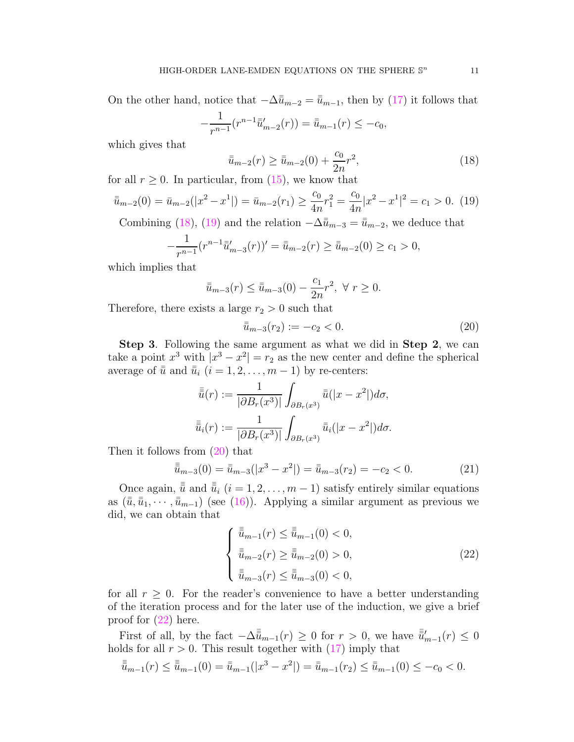On the other hand, notice that $-\Delta\bar{\bar{u}}_{m-2} = \bar{\bar{u}}_{m-1}$, then by (17) it follows that

$$-\frac{1}{r^{n-1}}(r^{n-1}\bar{\bar{u}}'_{m-2}(r)) = \bar{\bar{u}}_{m-1}(r) \leq -c_0,$$

which gives that

$$\bar{\bar{u}}_{m-2}(r) \geq \bar{\bar{u}}_{m-2}(0) + \frac{c_0}{2n}r^2, \tag{18}$$

for all $r \geq 0$. In particular, from (15), we know that

$$\bar{\bar{u}}_{m-2}(0) = \bar{u}_{m-2}(|x^2 - x^1|) = \bar{u}_{m-2}(r_1) \geq \frac{c_0}{4n}r_1^2 = \frac{c_0}{4n}|x^2 - x^1|^2 = c_1 > 0. \tag{19}$$

Combining (18), (19) and the relation $-\Delta\bar{\bar{u}}_{m-3} = \bar{\bar{u}}_{m-2}$, we deduce that

$$-\frac{1}{r^{n-1}}(r^{n-1}\bar{\bar{u}}'_{m-3}(r))' = \bar{\bar{u}}_{m-2}(r) \geq \bar{\bar{u}}_{m-2}(0) \geq c_1 > 0,$$

which implies that

$$\bar{\bar{u}}_{m-3}(r) \leq \bar{\bar{u}}_{m-3}(0) - \frac{c_1}{2n}r^2, \ \forall \ r \geq 0.$$

Therefore, there exists a large $r_2 > 0$ such that

$$\bar{\bar{u}}_{m-3}(r_2) := -c_2 < 0. \tag{20}$$

**Step 3**. Following the same argument as what we did in **Step 2**, we can take a point $x^3$ with $|x^3 - x^2| = r_2$ as the new center and define the spherical average of $\bar{\bar{u}}$ and $\bar{\bar{u}}_i$ $(i = 1, 2, \ldots, m-1)$ by re-centers:

$$\bar{\bar{\bar{u}}}(r) := \frac{1}{|\partial B_r(x^3)|}\int_{\partial B_r(x^3)} \bar{\bar{u}}(|x - x^2|)d\sigma,$$

$$\bar{\bar{\bar{u}}}_i(r) := \frac{1}{|\partial B_r(x^3)|}\int_{\partial B_r(x^3)} \bar{\bar{u}}_i(|x - x^2|)d\sigma.$$

Then it follows from (20) that

$$\bar{\bar{\bar{u}}}_{m-3}(0) = \bar{\bar{u}}_{m-3}(|x^3 - x^2|) = \bar{\bar{u}}_{m-3}(r_2) = -c_2 < 0. \tag{21}$$

Once again, $\bar{\bar{\bar{u}}}$ and $\bar{\bar{\bar{u}}}_i$ $(i = 1, 2, \ldots, m-1)$ satisfy entirely similar equations as $(\bar{u}, \bar{u}_1, \cdots, \bar{u}_{m-1})$ (see (16)). Applying a similar argument as previous we did, we can obtain that

$$\begin{cases} \bar{\bar{\bar{u}}}_{m-1}(r) \leq \bar{\bar{\bar{u}}}_{m-1}(0) < 0, \\ \bar{\bar{\bar{u}}}_{m-2}(r) \geq \bar{\bar{\bar{u}}}_{m-2}(0) > 0, \\ \bar{\bar{\bar{u}}}_{m-3}(r) \leq \bar{\bar{\bar{u}}}_{m-3}(0) < 0, \end{cases} \tag{22}$$

for all $r \geq 0$. For the reader's convenience to have a better understanding of the iteration process and for the later use of the induction, we give a brief proof for (22) here.

First of all, by the fact $-\Delta\bar{\bar{\bar{u}}}_{m-1}(r) \geq 0$ for $r > 0$, we have $\bar{\bar{\bar{u}}}'_{m-1}(r) \leq 0$ holds for all $r > 0$. This result together with (17) imply that

$$\bar{\bar{\bar{u}}}_{m-1}(r) \leq \bar{\bar{\bar{u}}}_{m-1}(0) = \bar{\bar{u}}_{m-1}(|x^3 - x^2|) = \bar{\bar{u}}_{m-1}(r_2) \leq \bar{\bar{u}}_{m-1}(0) \leq -c_0 < 0.$$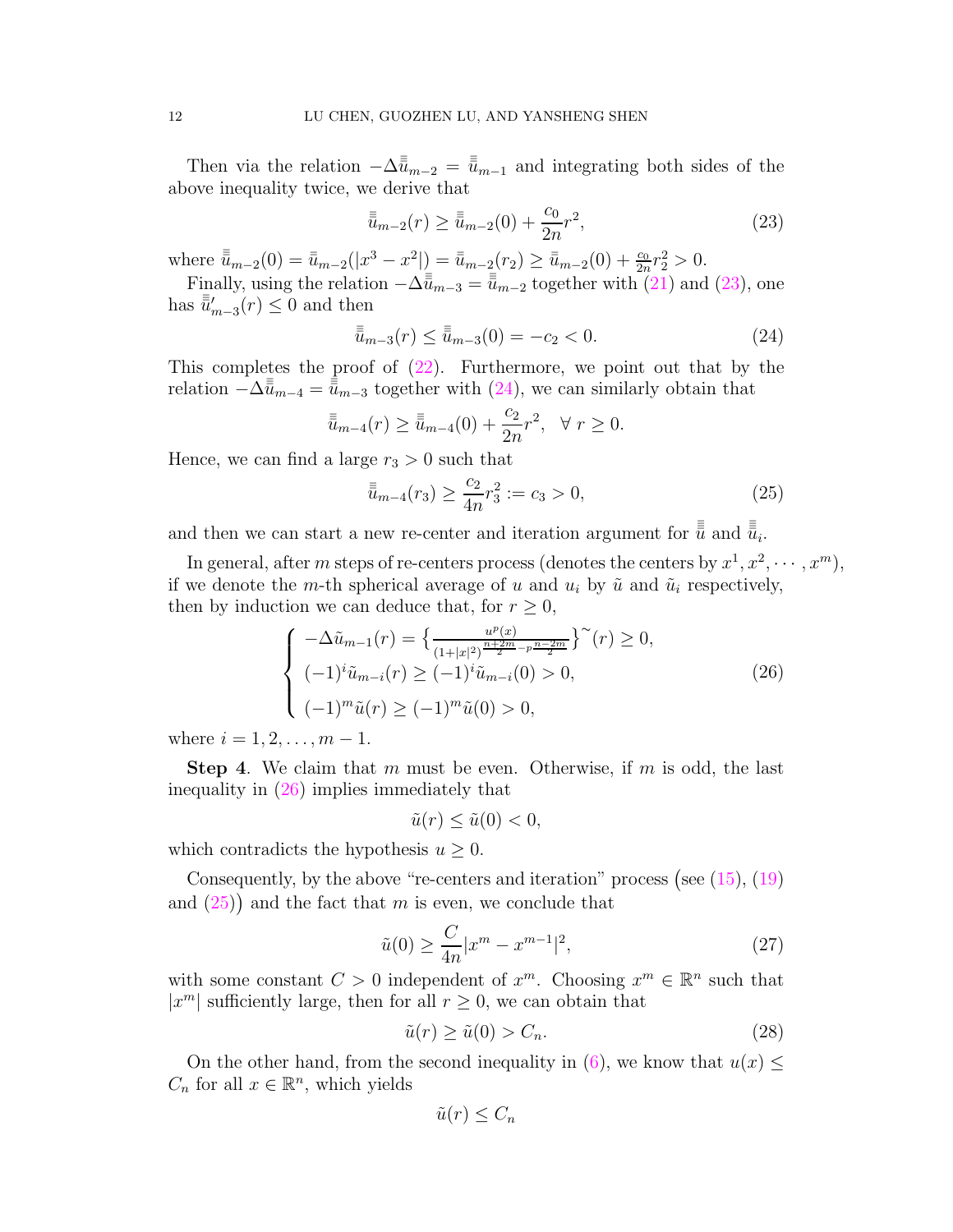Then via the relation $-\Delta\bar{\bar{\bar{u}}}_{m-2} = \bar{\bar{\bar{u}}}_{m-1}$ and integrating both sides of the above inequality twice, we derive that

$$\bar{\bar{\bar{u}}}_{m-2}(r) \geq \bar{\bar{\bar{u}}}_{m-2}(0) + \frac{c_0}{2n}r^2, \tag{23}$$

where $\bar{\bar{\bar{u}}}_{m-2}(0) = \bar{\bar{u}}_{m-2}(|x^3 - x^2|) = \bar{\bar{u}}_{m-2}(r_2) \geq \bar{\bar{u}}_{m-2}(0) + \frac{c_0}{2n}r_2^2 > 0$.

Finally, using the relation $-\Delta\bar{\bar{\bar{u}}}_{m-3} = \bar{\bar{\bar{u}}}_{m-2}$ together with (21) and (23), one has $\bar{\bar{\bar{u}}}'_{m-3}(r) \leq 0$ and then

$$\bar{\bar{\bar{u}}}_{m-3}(r) \leq \bar{\bar{\bar{u}}}_{m-3}(0) = -c_2 < 0. \tag{24}$$

This completes the proof of (22). Furthermore, we point out that by the relation $-\Delta\bar{\bar{\bar{u}}}_{m-4} = \bar{\bar{\bar{u}}}_{m-3}$ together with (24), we can similarly obtain that

$$\bar{\bar{\bar{u}}}_{m-4}(r) \geq \bar{\bar{\bar{u}}}_{m-4}(0) + \frac{c_2}{2n}r^2, \quad \forall\, r \geq 0.$$

Hence, we can find a large $r_3 > 0$ such that

$$\bar{\bar{\bar{u}}}_{m-4}(r_3) \geq \frac{c_2}{4n}r_3^2 := c_3 > 0, \tag{25}$$

and then we can start a new re-center and iteration argument for $\bar{\bar{\bar{u}}}$ and $\bar{\bar{\bar{u}}}_i$.

In general, after $m$ steps of re-centers process (denotes the centers by $x^1, x^2, \cdots, x^m$), if we denote the $m$-th spherical average of $u$ and $u_i$ by $\tilde{u}$ and $\tilde{u}_i$ respectively, then by induction we can deduce that, for $r \geq 0$,

$$\begin{cases} -\Delta\tilde{u}_{m-1}(r) = \left\{\frac{u^p(x)}{(1+|x|^2)^{\frac{n+2m}{2} - p\frac{n-2m}{2}}}\right\}^{\sim}(r) \geq 0, \\ (-1)^i\tilde{u}_{m-i}(r) \geq (-1)^i\tilde{u}_{m-i}(0) > 0, \\ (-1)^m\tilde{u}(r) \geq (-1)^m\tilde{u}(0) > 0, \end{cases} \tag{26}$$

where $i = 1, 2, \ldots, m-1$.

**Step 4**. We claim that $m$ must be even. Otherwise, if $m$ is odd, the last inequality in (26) implies immediately that

$$\tilde{u}(r) \leq \tilde{u}(0) < 0,$$

which contradicts the hypothesis $u \geq 0$.

Consequently, by the above "re-centers and iteration" process (see (15), (19) and (25)) and the fact that $m$ is even, we conclude that

$$\tilde{u}(0) \geq \frac{C}{4n}|x^m - x^{m-1}|^2, \tag{27}$$

with some constant $C > 0$ independent of $x^m$. Choosing $x^m \in \mathbb{R}^n$ such that $|x^m|$ sufficiently large, then for all $r \geq 0$, we can obtain that

$$\tilde{u}(r) \geq \tilde{u}(0) > C_n. \tag{28}$$

On the other hand, from the second inequality in (6), we know that $u(x) \leq C_n$ for all $x \in \mathbb{R}^n$, which yields

$$\tilde{u}(r) \leq C_n$$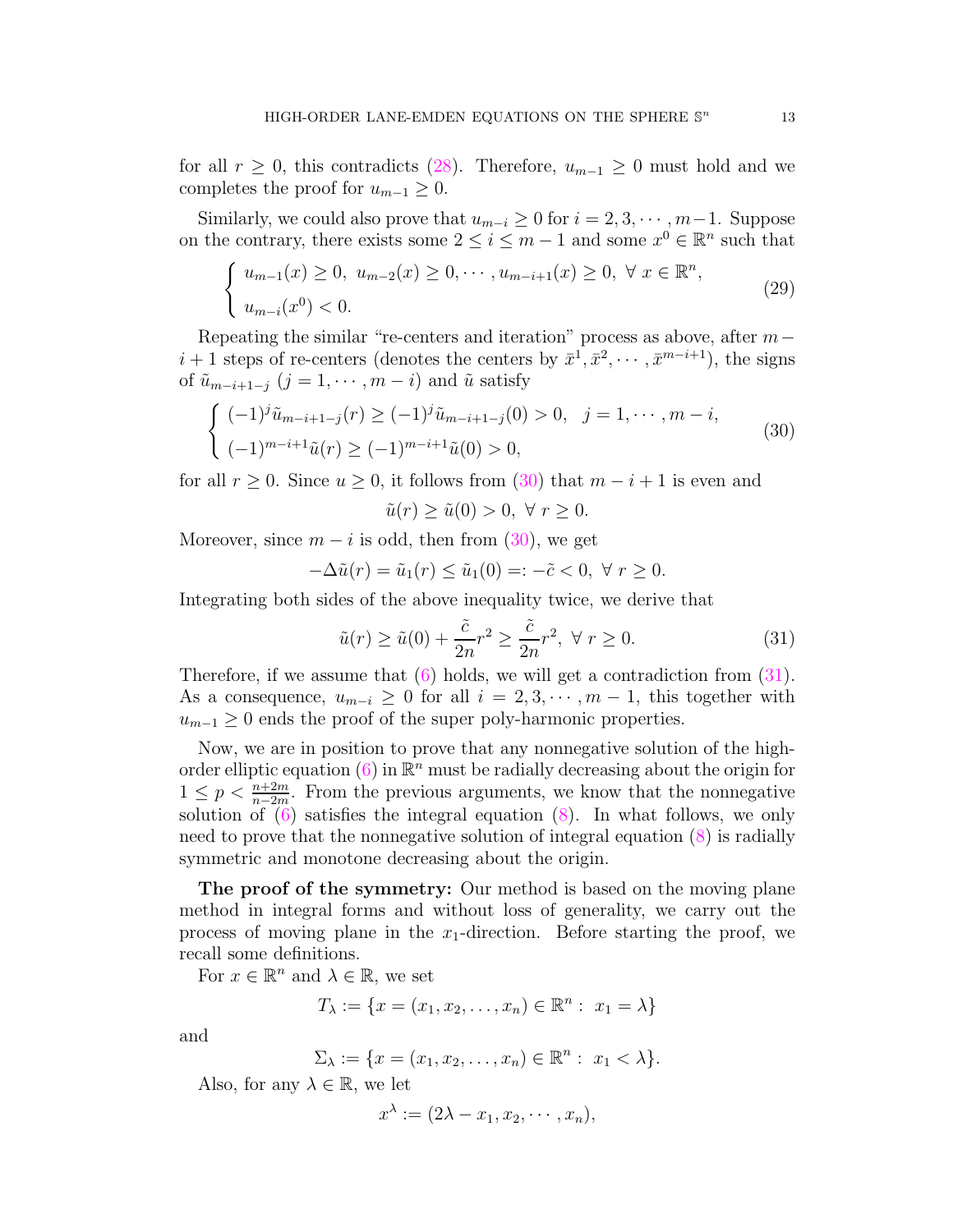for all $r \geq 0$, this contradicts (28). Therefore, $u_{m-1} \geq 0$ must hold and we completes the proof for $u_{m-1} \geq 0$.

Similarly, we could also prove that $u_{m-i} \geq 0$ for $i = 2, 3, \cdots, m-1$. Suppose on the contrary, there exists some $2 \leq i \leq m-1$ and some $x^0 \in \mathbb{R}^n$ such that

$$
\begin{cases} u_{m-1}(x) \geq 0, \ u_{m-2}(x) \geq 0, \cdots, u_{m-i+1}(x) \geq 0, \ \forall \ x \in \mathbb{R}^n, \\ u_{m-i}(x^0) < 0. \end{cases} \tag{29}
$$

Repeating the similar "re-centers and iteration" process as above, after $m-i+1$ steps of re-centers (denotes the centers by $\bar{x}^1, \bar{x}^2, \cdots, \bar{x}^{m-i+1}$), the signs of $\tilde{u}_{m-i+1-j}$ $(j = 1, \cdots, m-i)$ and $\tilde{u}$ satisfy

$$
\begin{cases} (-1)^j \tilde{u}_{m-i+1-j}(r) \geq (-1)^j \tilde{u}_{m-i+1-j}(0) > 0, \quad j = 1, \cdots, m-i, \\ (-1)^{m-i+1} \tilde{u}(r) \geq (-1)^{m-i+1} \tilde{u}(0) > 0, \end{cases} \tag{30}
$$

for all $r \geq 0$. Since $u \geq 0$, it follows from (30) that $m - i + 1$ is even and

$$
\tilde{u}(r) \geq \tilde{u}(0) > 0, \ \forall \ r \geq 0.
$$

Moreover, since $m - i$ is odd, then from (30), we get

$$
-\Delta \tilde{u}(r) = \tilde{u}_1(r) \leq \tilde{u}_1(0) =: -\tilde{c} < 0, \ \forall \ r \geq 0.
$$

Integrating both sides of the above inequality twice, we derive that

$$
\tilde{u}(r) \geq \tilde{u}(0) + \frac{\tilde{c}}{2n} r^2 \geq \frac{\tilde{c}}{2n} r^2, \ \forall \ r \geq 0. \tag{31}
$$

Therefore, if we assume that (6) holds, we will get a contradiction from (31). As a consequence, $u_{m-i} \geq 0$ for all $i = 2, 3, \cdots, m-1$, this together with $u_{m-1} \geq 0$ ends the proof of the super poly-harmonic properties.

Now, we are in position to prove that any nonnegative solution of the high-order elliptic equation (6) in $\mathbb{R}^n$ must be radially decreasing about the origin for $1 \leq p < \frac{n+2m}{n-2m}$. From the previous arguments, we know that the nonnegative solution of (6) satisfies the integral equation (8). In what follows, we only need to prove that the nonnegative solution of integral equation (8) is radially symmetric and monotone decreasing about the origin.

**The proof of the symmetry:** Our method is based on the moving plane method in integral forms and without loss of generality, we carry out the process of moving plane in the $x_1$-direction. Before starting the proof, we recall some definitions.

For $x \in \mathbb{R}^n$ and $\lambda \in \mathbb{R}$, we set

$$
T_\lambda := \{x = (x_1, x_2, \ldots, x_n) \in \mathbb{R}^n : \ x_1 = \lambda\}
$$

and

$$
\Sigma_\lambda := \{x = (x_1, x_2, \ldots, x_n) \in \mathbb{R}^n : \ x_1 < \lambda\}.
$$

Also, for any $\lambda \in \mathbb{R}$, we let

$$
x^\lambda := (2\lambda - x_1, x_2, \cdots, x_n),
$$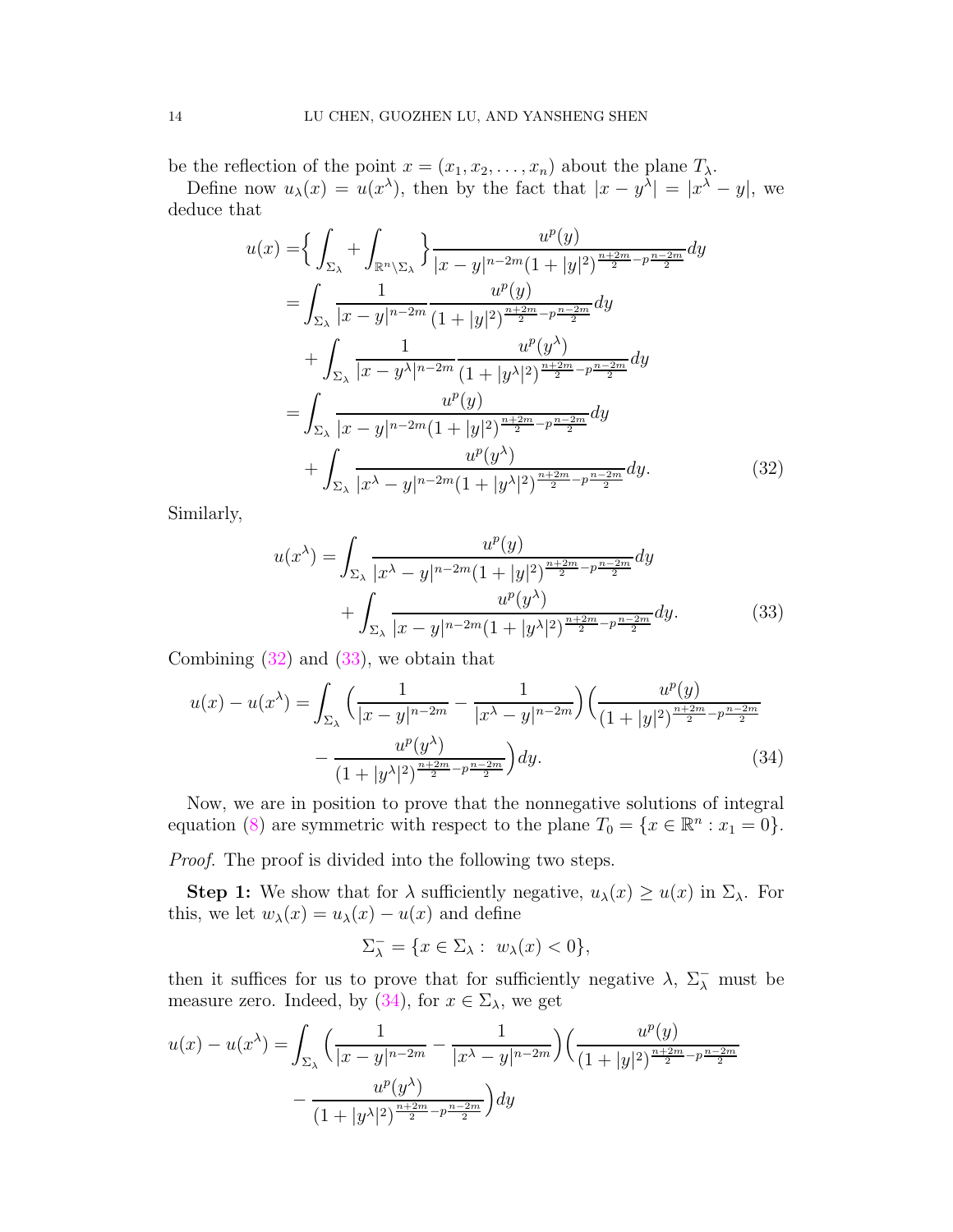be the reflection of the point $x = (x_1, x_2, \ldots, x_n)$ about the plane $T_\lambda$.

Define now $u_\lambda(x) = u(x^\lambda)$, then by the fact that $|x - y^\lambda| = |x^\lambda - y|$, we deduce that

$$
\begin{aligned}
u(x) =& \Big\{ \int_{\Sigma_\lambda} + \int_{\mathbb{R}^n \setminus \Sigma_\lambda} \Big\} \frac{u^p(y)}{|x-y|^{n-2m}(1+|y|^2)^{\frac{n+2m}{2} - p\frac{n-2m}{2}}} dy \\
=& \int_{\Sigma_\lambda} \frac{1}{|x-y|^{n-2m}} \frac{u^p(y)}{(1+|y|^2)^{\frac{n+2m}{2} - p\frac{n-2m}{2}}} dy \\
&+ \int_{\Sigma_\lambda} \frac{1}{|x-y^\lambda|^{n-2m}} \frac{u^p(y^\lambda)}{(1+|y^\lambda|^2)^{\frac{n+2m}{2} - p\frac{n-2m}{2}}} dy \\
=& \int_{\Sigma_\lambda} \frac{u^p(y)}{|x-y|^{n-2m}(1+|y|^2)^{\frac{n+2m}{2} - p\frac{n-2m}{2}}} dy \\
&+ \int_{\Sigma_\lambda} \frac{u^p(y^\lambda)}{|x^\lambda-y|^{n-2m}(1+|y^\lambda|^2)^{\frac{n+2m}{2} - p\frac{n-2m}{2}}} dy. \qquad (32)
\end{aligned}
$$

Similarly,

$$
\begin{aligned}
u(x^\lambda) =& \int_{\Sigma_\lambda} \frac{u^p(y)}{|x^\lambda-y|^{n-2m}(1+|y|^2)^{\frac{n+2m}{2} - p\frac{n-2m}{2}}} dy \\
&+ \int_{\Sigma_\lambda} \frac{u^p(y^\lambda)}{|x-y|^{n-2m}(1+|y^\lambda|^2)^{\frac{n+2m}{2} - p\frac{n-2m}{2}}} dy. \qquad (33)
\end{aligned}
$$

Combining (32) and (33), we obtain that

$$
\begin{aligned}
u(x) - u(x^\lambda) =& \int_{\Sigma_\lambda} \Big( \frac{1}{|x-y|^{n-2m}} - \frac{1}{|x^\lambda - y|^{n-2m}} \Big) \Big( \frac{u^p(y)}{(1+|y|^2)^{\frac{n+2m}{2} - p\frac{n-2m}{2}}} \\
&- \frac{u^p(y^\lambda)}{(1+|y^\lambda|^2)^{\frac{n+2m}{2} - p\frac{n-2m}{2}}} \Big) dy. \qquad (34)
\end{aligned}
$$

Now, we are in position to prove that the nonnegative solutions of integral equation (8) are symmetric with respect to the plane $T_0 = \{x \in \mathbb{R}^n : x_1 = 0\}$.

*Proof.* The proof is divided into the following two steps.

**Step 1:** We show that for $\lambda$ sufficiently negative, $u_\lambda(x) \geq u(x)$ in $\Sigma_\lambda$. For this, we let $w_\lambda(x) = u_\lambda(x) - u(x)$ and define

$$
\Sigma_\lambda^- = \{x \in \Sigma_\lambda : \ w_\lambda(x) < 0\},
$$

then it suffices for us to prove that for sufficiently negative $\lambda$, $\Sigma_\lambda^-$ must be measure zero. Indeed, by (34), for $x \in \Sigma_\lambda$, we get

$$
\begin{aligned}
u(x) - u(x^\lambda) =& \int_{\Sigma_\lambda} \Big( \frac{1}{|x-y|^{n-2m}} - \frac{1}{|x^\lambda - y|^{n-2m}} \Big) \Big( \frac{u^p(y)}{(1+|y|^2)^{\frac{n+2m}{2} - p\frac{n-2m}{2}}} \\
&- \frac{u^p(y^\lambda)}{(1+|y^\lambda|^2)^{\frac{n+2m}{2} - p\frac{n-2m}{2}}} \Big) dy
\end{aligned}
$$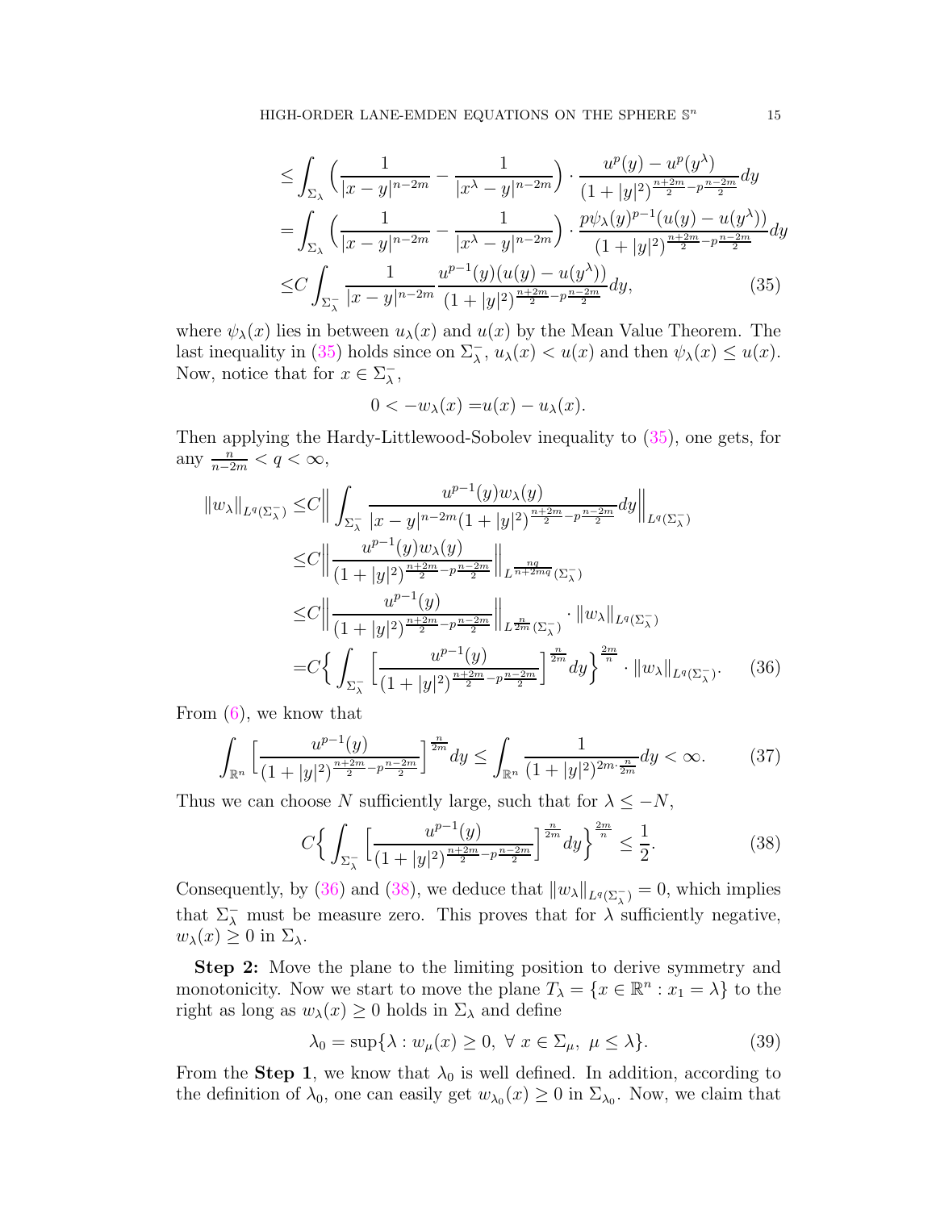$$
\begin{aligned}
&\leq \int_{\Sigma_\lambda} \Big( \frac{1}{|x-y|^{n-2m}} - \frac{1}{|x^\lambda - y|^{n-2m}} \Big) \cdot \frac{u^p(y) - u^p(y^\lambda)}{(1+|y|^2)^{\frac{n+2m}{2} - p\frac{n-2m}{2}}} dy \\
&= \int_{\Sigma_\lambda} \Big( \frac{1}{|x-y|^{n-2m}} - \frac{1}{|x^\lambda - y|^{n-2m}} \Big) \cdot \frac{p\psi_\lambda(y)^{p-1}(u(y) - u(y^\lambda))}{(1+|y|^2)^{\frac{n+2m}{2} - p\frac{n-2m}{2}}} dy \\
&\leq C \int_{\Sigma_\lambda^-} \frac{1}{|x-y|^{n-2m}} \frac{u^{p-1}(y)(u(y) - u(y^\lambda))}{(1+|y|^2)^{\frac{n+2m}{2} - p\frac{n-2m}{2}}} dy, \qquad (35)
\end{aligned}
$$

where $\psi_\lambda(x)$ lies in between $u_\lambda(x)$ and $u(x)$ by the Mean Value Theorem. The last inequality in (35) holds since on $\Sigma_\lambda^-$, $u_\lambda(x) < u(x)$ and then $\psi_\lambda(x) \leq u(x)$. Now, notice that for $x \in \Sigma_\lambda^-$,

$$
0 < -w_\lambda(x) = u(x) - u_\lambda(x).
$$

Then applying the Hardy-Littlewood-Sobolev inequality to (35), one gets, for any $\frac{n}{n-2m} < q < \infty$,

$$
\begin{aligned}
\|w_\lambda\|_{L^q(\Sigma_\lambda^-)} &\leq C \Big\| \int_{\Sigma_\lambda^-} \frac{u^{p-1}(y) w_\lambda(y)}{|x-y|^{n-2m}(1+|y|^2)^{\frac{n+2m}{2} - p\frac{n-2m}{2}}} dy \Big\|_{L^q(\Sigma_\lambda^-)} \\
&\leq C \Big\| \frac{u^{p-1}(y) w_\lambda(y)}{(1+|y|^2)^{\frac{n+2m}{2} - p\frac{n-2m}{2}}} \Big\|_{L^{\frac{nq}{n+2mq}}(\Sigma_\lambda^-)} \\
&\leq C \Big\| \frac{u^{p-1}(y)}{(1+|y|^2)^{\frac{n+2m}{2} - p\frac{n-2m}{2}}} \Big\|_{L^{\frac{n}{2m}}(\Sigma_\lambda^-)} \cdot \|w_\lambda\|_{L^q(\Sigma_\lambda^-)} \\
&= C \Big\{ \int_{\Sigma_\lambda^-} \Big[ \frac{u^{p-1}(y)}{(1+|y|^2)^{\frac{n+2m}{2} - p\frac{n-2m}{2}}} \Big]^{\frac{n}{2m}} dy \Big\}^{\frac{2m}{n}} \cdot \|w_\lambda\|_{L^q(\Sigma_\lambda^-)}. \qquad (36)
\end{aligned}
$$

From (6), we know that

$$
\int_{\mathbb{R}^n} \Big[ \frac{u^{p-1}(y)}{(1+|y|^2)^{\frac{n+2m}{2} - p\frac{n-2m}{2}}} \Big]^{\frac{n}{2m}} dy \leq \int_{\mathbb{R}^n} \frac{1}{(1+|y|^2)^{2m \cdot \frac{n}{2m}}} dy < \infty. \qquad (37)
$$

Thus we can choose $N$ sufficiently large, such that for $\lambda \leq -N$,

$$
C \Big\{ \int_{\Sigma_\lambda^-} \Big[ \frac{u^{p-1}(y)}{(1+|y|^2)^{\frac{n+2m}{2} - p\frac{n-2m}{2}}} \Big]^{\frac{n}{2m}} dy \Big\}^{\frac{2m}{n}} \leq \frac{1}{2}. \qquad (38)
$$

Consequently, by (36) and (38), we deduce that $\|w_\lambda\|_{L^q(\Sigma_\lambda^-)} = 0$, which implies that $\Sigma_\lambda^-$ must be measure zero. This proves that for $\lambda$ sufficiently negative, $w_\lambda(x) \geq 0$ in $\Sigma_\lambda$.

**Step 2:** Move the plane to the limiting position to derive symmetry and monotonicity. Now we start to move the plane $T_\lambda = \{x \in \mathbb{R}^n : x_1 = \lambda\}$ to the right as long as $w_\lambda(x) \geq 0$ holds in $\Sigma_\lambda$ and define

$$
\lambda_0 = \sup\{\lambda : w_\mu(x) \geq 0, \ \forall \ x \in \Sigma_\mu, \ \mu \leq \lambda\}. \qquad (39)
$$

From the **Step 1**, we know that $\lambda_0$ is well defined. In addition, according to the definition of $\lambda_0$, one can easily get $w_{\lambda_0}(x) \geq 0$ in $\Sigma_{\lambda_0}$. Now, we claim that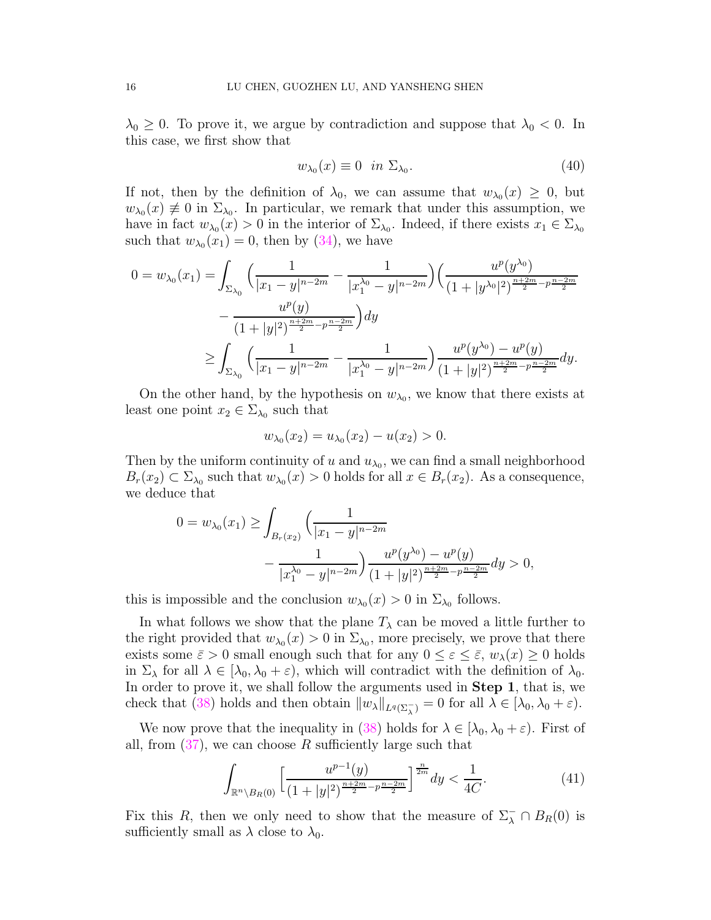$\lambda_0 \geq 0$. To prove it, we argue by contradiction and suppose that $\lambda_0 < 0$. In this case, we first show that

$$w_{\lambda_0}(x) \equiv 0 \quad in \ \Sigma_{\lambda_0}. \tag{40}$$

If not, then by the definition of $\lambda_0$, we can assume that $w_{\lambda_0}(x) \geq 0$, but $w_{\lambda_0}(x) \not\equiv 0$ in $\Sigma_{\lambda_0}$. In particular, we remark that under this assumption, we have in fact $w_{\lambda_0}(x) > 0$ in the interior of $\Sigma_{\lambda_0}$. Indeed, if there exists $x_1 \in \Sigma_{\lambda_0}$ such that $w_{\lambda_0}(x_1) = 0$, then by (34), we have

$$\begin{aligned}
0 = w_{\lambda_0}(x_1) &= \int_{\Sigma_{\lambda_0}} \Big(\frac{1}{|x_1 - y|^{n-2m}} - \frac{1}{|x_1^{\lambda_0} - y|^{n-2m}}\Big)\Big(\frac{u^p(y^{\lambda_0})}{(1+|y^{\lambda_0}|^2)^{\frac{n+2m}{2} - p\frac{n-2m}{2}}} \\
&\quad - \frac{u^p(y)}{(1+|y|^2)^{\frac{n+2m}{2} - p\frac{n-2m}{2}}}\Big)dy \\
&\geq \int_{\Sigma_{\lambda_0}} \Big(\frac{1}{|x_1 - y|^{n-2m}} - \frac{1}{|x_1^{\lambda_0} - y|^{n-2m}}\Big)\frac{u^p(y^{\lambda_0}) - u^p(y)}{(1+|y|^2)^{\frac{n+2m}{2} - p\frac{n-2m}{2}}}dy.
\end{aligned}$$

On the other hand, by the hypothesis on $w_{\lambda_0}$, we know that there exists at least one point $x_2 \in \Sigma_{\lambda_0}$ such that

$$w_{\lambda_0}(x_2) = u_{\lambda_0}(x_2) - u(x_2) > 0.$$

Then by the uniform continuity of $u$ and $u_{\lambda_0}$, we can find a small neighborhood $B_r(x_2) \subset \Sigma_{\lambda_0}$ such that $w_{\lambda_0}(x) > 0$ holds for all $x \in B_r(x_2)$. As a consequence, we deduce that

$$\begin{aligned}
0 = w_{\lambda_0}(x_1) \geq \int_{B_r(x_2)} \Big(&\frac{1}{|x_1 - y|^{n-2m}} \\
&- \frac{1}{|x_1^{\lambda_0} - y|^{n-2m}}\Big)\frac{u^p(y^{\lambda_0}) - u^p(y)}{(1+|y|^2)^{\frac{n+2m}{2} - p\frac{n-2m}{2}}}dy > 0,
\end{aligned}$$

this is impossible and the conclusion $w_{\lambda_0}(x) > 0$ in $\Sigma_{\lambda_0}$ follows.

In what follows we show that the plane $T_\lambda$ can be moved a little further to the right provided that $w_{\lambda_0}(x) > 0$ in $\Sigma_{\lambda_0}$, more precisely, we prove that there exists some $\bar{\varepsilon} > 0$ small enough such that for any $0 \leq \varepsilon \leq \bar{\varepsilon}$, $w_\lambda(x) \geq 0$ holds in $\Sigma_\lambda$ for all $\lambda \in [\lambda_0, \lambda_0 + \varepsilon)$, which will contradict with the definition of $\lambda_0$. In order to prove it, we shall follow the arguments used in **Step 1**, that is, we check that (38) holds and then obtain $\|w_\lambda\|_{L^q(\Sigma_\lambda^-)} = 0$ for all $\lambda \in [\lambda_0, \lambda_0 + \varepsilon)$.

We now prove that the inequality in (38) holds for $\lambda \in [\lambda_0, \lambda_0 + \varepsilon)$. First of all, from (37), we can choose $R$ sufficiently large such that

$$\int_{\mathbb{R}^n \setminus B_R(0)} \Big[\frac{u^{p-1}(y)}{(1+|y|^2)^{\frac{n+2m}{2} - p\frac{n-2m}{2}}}\Big]^{\frac{n}{2m}} dy < \frac{1}{4C}. \tag{41}$$

Fix this $R$, then we only need to show that the measure of $\Sigma_\lambda^- \cap B_R(0)$ is sufficiently small as $\lambda$ close to $\lambda_0$.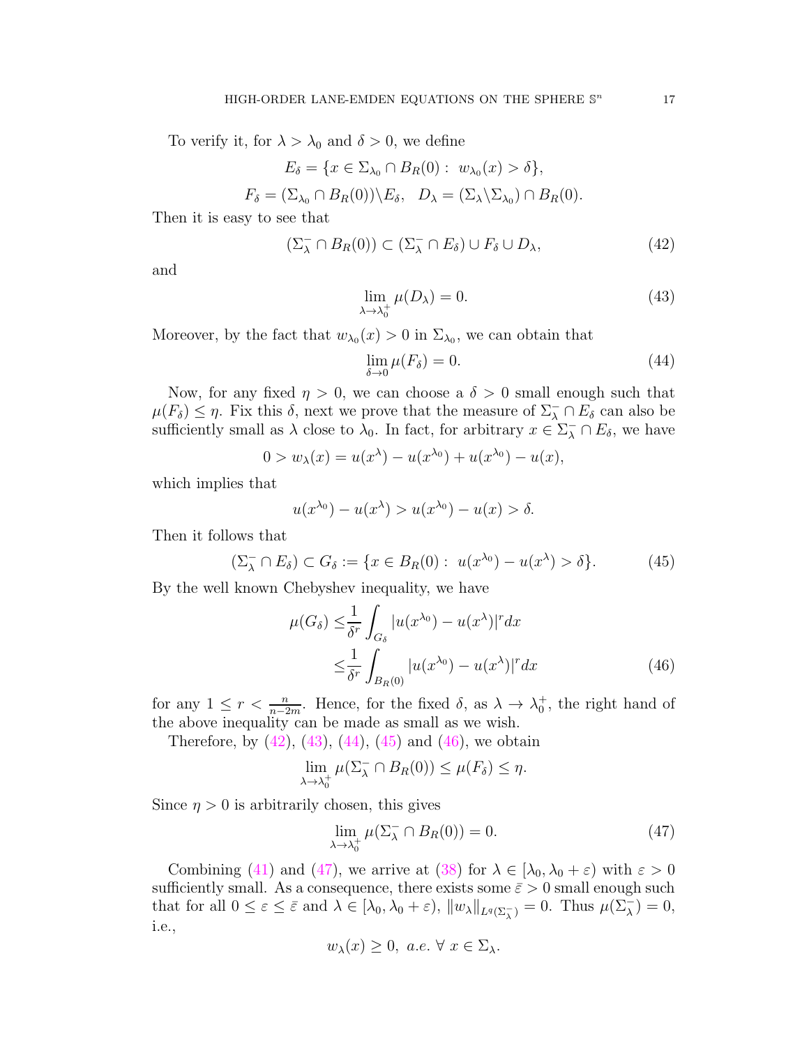To verify it, for $\lambda > \lambda_0$ and $\delta > 0$, we define

$$E_\delta = \{x \in \Sigma_{\lambda_0} \cap B_R(0) : \ w_{\lambda_0}(x) > \delta\},$$

$$F_\delta = (\Sigma_{\lambda_0} \cap B_R(0)) \backslash E_\delta, \quad D_\lambda = (\Sigma_\lambda \backslash \Sigma_{\lambda_0}) \cap B_R(0).$$

Then it is easy to see that

$$(\Sigma_\lambda^- \cap B_R(0)) \subset (\Sigma_\lambda^- \cap E_\delta) \cup F_\delta \cup D_\lambda, \tag{42}$$

and

$$\lim_{\lambda \to \lambda_0^+} \mu(D_\lambda) = 0. \tag{43}$$

Moreover, by the fact that $w_{\lambda_0}(x) > 0$ in $\Sigma_{\lambda_0}$, we can obtain that

$$\lim_{\delta \to 0} \mu(F_\delta) = 0. \tag{44}$$

Now, for any fixed $\eta > 0$, we can choose a $\delta > 0$ small enough such that $\mu(F_\delta) \le \eta$. Fix this $\delta$, next we prove that the measure of $\Sigma_\lambda^- \cap E_\delta$ can also be sufficiently small as $\lambda$ close to $\lambda_0$. In fact, for arbitrary $x \in \Sigma_\lambda^- \cap E_\delta$, we have

$$0 > w_\lambda(x) = u(x^\lambda) - u(x^{\lambda_0}) + u(x^{\lambda_0}) - u(x),$$

which implies that

$$u(x^{\lambda_0}) - u(x^\lambda) > u(x^{\lambda_0}) - u(x) > \delta.$$

Then it follows that

$$(\Sigma_\lambda^- \cap E_\delta) \subset G_\delta := \{x \in B_R(0) : \ u(x^{\lambda_0}) - u(x^\lambda) > \delta\}. \tag{45}$$

By the well known Chebyshev inequality, we have

$$\begin{aligned}
\mu(G_\delta) \le& \frac{1}{\delta^r} \int_{G_\delta} |u(x^{\lambda_0}) - u(x^\lambda)|^r dx \\
\le& \frac{1}{\delta^r} \int_{B_R(0)} |u(x^{\lambda_0}) - u(x^\lambda)|^r dx
\end{aligned} \tag{46}$$

for any $1 \le r < \frac{n}{n-2m}$. Hence, for the fixed $\delta$, as $\lambda \to \lambda_0^+$, the right hand of the above inequality can be made as small as we wish.

Therefore, by (42), (43), (44), (45) and (46), we obtain

$$\lim_{\lambda \to \lambda_0^+} \mu(\Sigma_\lambda^- \cap B_R(0)) \le \mu(F_\delta) \le \eta.$$

Since $\eta > 0$ is arbitrarily chosen, this gives

$$\lim_{\lambda \to \lambda_0^+} \mu(\Sigma_\lambda^- \cap B_R(0)) = 0. \tag{47}$$

Combining (41) and (47), we arrive at (38) for $\lambda \in [\lambda_0, \lambda_0 + \varepsilon)$ with $\varepsilon > 0$ sufficiently small. As a consequence, there exists some $\bar{\varepsilon} > 0$ small enough such that for all $0 \le \varepsilon \le \bar{\varepsilon}$ and $\lambda \in [\lambda_0, \lambda_0 + \varepsilon)$, $\|w_\lambda\|_{L^q(\Sigma_\lambda^-)} = 0$. Thus $\mu(\Sigma_\lambda^-) = 0$, i.e.,

$$w_\lambda(x) \ge 0, \ a.e. \ \forall \ x \in \Sigma_\lambda.$$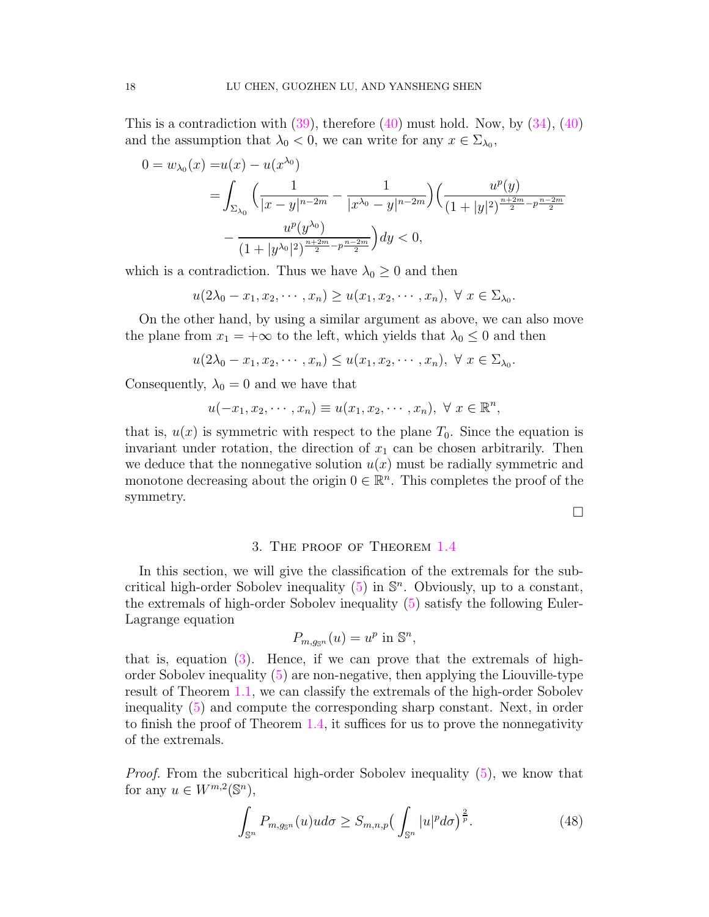This is a contradiction with (39), therefore (40) must hold. Now, by (34), (40) and the assumption that $\lambda_0 < 0$, we can write for any $x \in \Sigma_{\lambda_0}$,

$$
\begin{aligned}
0 = w_{\lambda_0}(x) =& u(x) - u(x^{\lambda_0}) \\
=& \int_{\Sigma_{\lambda_0}} \Big( \frac{1}{|x-y|^{n-2m}} - \frac{1}{|x^{\lambda_0}-y|^{n-2m}} \Big) \Big( \frac{u^p(y)}{(1+|y|^2)^{\frac{n+2m}{2} - p\frac{n-2m}{2}}} \\
& - \frac{u^p(y^{\lambda_0})}{(1+|y^{\lambda_0}|^2)^{\frac{n+2m}{2} - p\frac{n-2m}{2}}} \Big) dy < 0,
\end{aligned}
$$

which is a contradiction. Thus we have $\lambda_0 \geq 0$ and then

$$
u(2\lambda_0 - x_1, x_2, \cdots, x_n) \geq u(x_1, x_2, \cdots, x_n), \ \forall \ x \in \Sigma_{\lambda_0}.
$$

On the other hand, by using a similar argument as above, we can also move the plane from $x_1 = +\infty$ to the left, which yields that $\lambda_0 \leq 0$ and then

$$
u(2\lambda_0 - x_1, x_2, \cdots, x_n) \leq u(x_1, x_2, \cdots, x_n), \ \forall \ x \in \Sigma_{\lambda_0}.
$$

Consequently, $\lambda_0 = 0$ and we have that

$$
u(-x_1, x_2, \cdots, x_n) \equiv u(x_1, x_2, \cdots, x_n), \ \forall \ x \in \mathbb{R}^n,
$$

that is, $u(x)$ is symmetric with respect to the plane $T_0$. Since the equation is invariant under rotation, the direction of $x_1$ can be chosen arbitrarily. Then we deduce that the nonnegative solution $u(x)$ must be radially symmetric and monotone decreasing about the origin $0 \in \mathbb{R}^n$. This completes the proof of the symmetry.

□

## 3. The proof of Theorem 1.4

In this section, we will give the classification of the extremals for the subcritical high-order Sobolev inequality (5) in $\mathbb{S}^n$. Obviously, up to a constant, the extremals of high-order Sobolev inequality (5) satisfy the following Euler-Lagrange equation

$$
P_{m,g_{\mathbb{S}^n}}(u) = u^p \text{ in } \mathbb{S}^n,
$$

that is, equation (3). Hence, if we can prove that the extremals of high-order Sobolev inequality (5) are non-negative, then applying the Liouville-type result of Theorem 1.1, we can classify the extremals of the high-order Sobolev inequality (5) and compute the corresponding sharp constant. Next, in order to finish the proof of Theorem 1.4, it suffices for us to prove the nonnegativity of the extremals.

*Proof.* From the subcritical high-order Sobolev inequality (5), we know that for any $u \in W^{m,2}(\mathbb{S}^n)$,

$$
\int_{\mathbb{S}^n} P_{m,g_{\mathbb{S}^n}}(u) u d\sigma \geq S_{m,n,p} \big( \int_{\mathbb{S}^n} |u|^p d\sigma \big)^{\frac{2}{p}}. \tag{48}
$$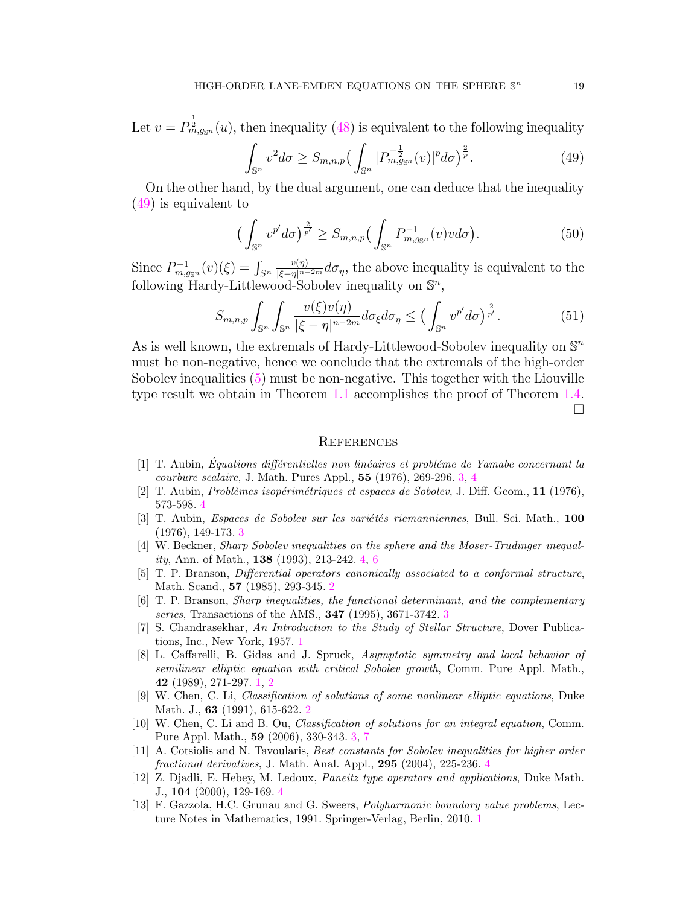Let $v = P^{\frac{1}{2}}_{m,g_{\mathbb{S}^n}}(u)$, then inequality (48) is equivalent to the following inequality

$$\int_{\mathbb{S}^n} v^2 d\sigma \geq S_{m,n,p}\big(\int_{\mathbb{S}^n} |P^{-\frac{1}{2}}_{m,g_{\mathbb{S}^n}}(v)|^p d\sigma\big)^{\frac{2}{p}}. \tag{49}$$

On the other hand, by the dual argument, one can deduce that the inequality (49) is equivalent to

$$\big(\int_{\mathbb{S}^n} v^{p'} d\sigma\big)^{\frac{2}{p'}} \geq S_{m,n,p}\big(\int_{\mathbb{S}^n} P^{-1}_{m,g_{\mathbb{S}^n}}(v) v d\sigma\big). \tag{50}$$

Since $P^{-1}_{m,g_{\mathbb{S}^n}}(v)(\xi) = \int_{S^n} \frac{v(\eta)}{|\xi-\eta|^{n-2m}} d\sigma_\eta$, the above inequality is equivalent to the following Hardy-Littlewood-Sobolev inequality on $\mathbb{S}^n$,

$$S_{m,n,p}\int_{\mathbb{S}^n}\int_{\mathbb{S}^n} \frac{v(\xi)v(\eta)}{|\xi-\eta|^{n-2m}} d\sigma_\xi d\sigma_\eta \leq \big(\int_{\mathbb{S}^n} v^{p'} d\sigma\big)^{\frac{2}{p'}}. \tag{51}$$

As is well known, the extremals of Hardy-Littlewood-Sobolev inequality on $\mathbb{S}^n$ must be non-negative, hence we conclude that the extremals of the high-order Sobolev inequalities (5) must be non-negative. This together with the Liouville type result we obtain in Theorem 1.1 accomplishes the proof of Theorem 1.4. □

## References

[1] T. Aubin, *Équations différentielles non linéaires et probléme de Yamabe concernant la courbure scalaire*, J. Math. Pures Appl., **55** (1976), 269-296. 3, 4

[2] T. Aubin, *Problèmes isopérimétriques et espaces de Sobolev*, J. Diff. Geom., **11** (1976), 573-598. 4

[3] T. Aubin, *Espaces de Sobolev sur les variétés riemanniennes*, Bull. Sci. Math., **100** (1976), 149-173. 3

[4] W. Beckner, *Sharp Sobolev inequalities on the sphere and the Moser-Trudinger inequality*, Ann. of Math., **138** (1993), 213-242. 4, 6

[5] T. P. Branson, *Differential operators canonically associated to a conformal structure*, Math. Scand., **57** (1985), 293-345. 2

[6] T. P. Branson, *Sharp inequalities, the functional determinant, and the complementary series*, Transactions of the AMS., **347** (1995), 3671-3742. 3

[7] S. Chandrasekhar, *An Introduction to the Study of Stellar Structure*, Dover Publications, Inc., New York, 1957. 1

[8] L. Caffarelli, B. Gidas and J. Spruck, *Asymptotic symmetry and local behavior of semilinear elliptic equation with critical Sobolev growth*, Comm. Pure Appl. Math., **42** (1989), 271-297. 1, 2

[9] W. Chen, C. Li, *Classification of solutions of some nonlinear elliptic equations*, Duke Math. J., **63** (1991), 615-622. 2

[10] W. Chen, C. Li and B. Ou, *Classification of solutions for an integral equation*, Comm. Pure Appl. Math., **59** (2006), 330-343. 3, 7

[11] A. Cotsiolis and N. Tavoularis, *Best constants for Sobolev inequalities for higher order fractional derivatives*, J. Math. Anal. Appl., **295** (2004), 225-236. 4

[12] Z. Djadli, E. Hebey, M. Ledoux, *Paneitz type operators and applications*, Duke Math. J., **104** (2000), 129-169. 4

[13] F. Gazzola, H.C. Grunau and G. Sweers, *Polyharmonic boundary value problems*, Lecture Notes in Mathematics, 1991. Springer-Verlag, Berlin, 2010. 1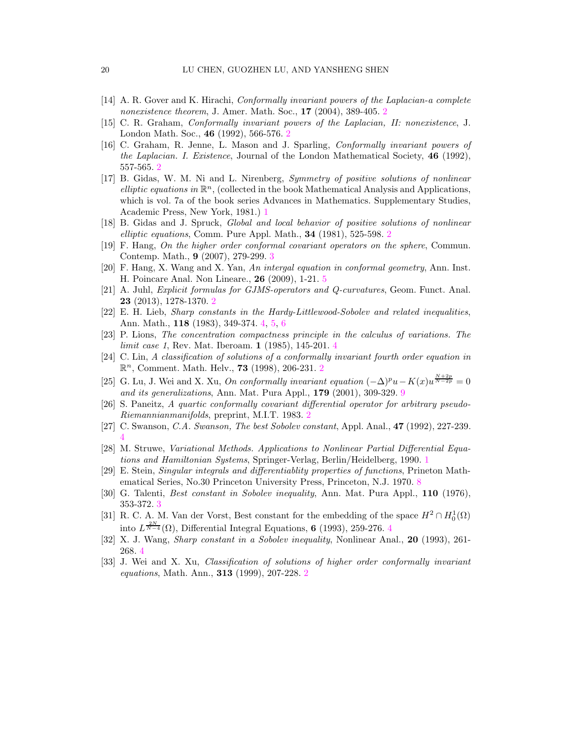[14] A. R. Gover and K. Hirachi, *Conformally invariant powers of the Laplacian-a complete nonexistence theorem*, J. Amer. Math. Soc., **17** (2004), 389-405. 2

[15] C. R. Graham, *Conformally invariant powers of the Laplacian, II: nonexistence*, J. London Math. Soc., **46** (1992), 566-576. 2

[16] C. Graham, R. Jenne, L. Mason and J. Sparling, *Conformally invariant powers of the Laplacian. I. Existence*, Journal of the London Mathematical Society, **46** (1992), 557-565. 2

[17] B. Gidas, W. M. Ni and L. Nirenberg, *Symmetry of positive solutions of nonlinear elliptic equations in* $\mathbb{R}^n$, (collected in the book Mathematical Analysis and Applications, which is vol. 7a of the book series Advances in Mathematics. Supplementary Studies, Academic Press, New York, 1981.) 1

[18] B. Gidas and J. Spruck, *Global and local behavior of positive solutions of nonlinear elliptic equations*, Comm. Pure Appl. Math., **34** (1981), 525-598. 2

[19] F. Hang, *On the higher order conformal covariant operators on the sphere*, Commun. Contemp. Math., **9** (2007), 279-299. 3

[20] F. Hang, X. Wang and X. Yan, *An intergal equation in conformal geometry*, Ann. Inst. H. Poincare Anal. Non Lineare., **26** (2009), 1-21. 5

[21] A. Juhl, *Explicit formulas for GJMS-operators and Q-curvatures*, Geom. Funct. Anal. **23** (2013), 1278-1370. 2

[22] E. H. Lieb, *Sharp constants in the Hardy-Littlewood-Sobolev and related inequalities*, Ann. Math., **118** (1983), 349-374. 4, 5, 6

[23] P. Lions, *The concentration compactness principle in the calculus of variations. The limit case 1*, Rev. Mat. Iberoam. **1** (1985), 145-201. 4

[24] C. Lin, *A classification of solutions of a conformally invariant fourth order equation in* $\mathbb{R}^n$, Comment. Math. Helv., **73** (1998), 206-231. 2

[25] G. Lu, J. Wei and X. Xu, *On conformally invariant equation* $(-\Delta)^p u - K(x)u^{\frac{N+2p}{N-2p}} = 0$ *and its generalizations*, Ann. Mat. Pura Appl., **179** (2001), 309-329. 9

[26] S. Paneitz, *A quartic conformally covariant differential operator for arbitrary pseudo-Riemannianmanifolds*, preprint, M.I.T. 1983. 2

[27] C. Swanson, *C.A. Swanson, The best Sobolev constant*, Appl. Anal., **47** (1992), 227-239. 4

[28] M. Struwe, *Variational Methods. Applications to Nonlinear Partial Differential Equations and Hamiltonian Systems*, Springer-Verlag, Berlin/Heidelberg, 1990. 1

[29] E. Stein, *Singular integrals and differentiablity properties of functions*, Prineton Mathematical Series, No.30 Princeton University Press, Princeton, N.J. 1970. 8

[30] G. Talenti, *Best constant in Sobolev inequality*, Ann. Mat. Pura Appl., **110** (1976), 353-372. 3

[31] R. C. A. M. Van der Vorst, Best constant for the embedding of the space $H^2 \cap H_0^1(\Omega)$ into $L^{\frac{2N}{N-4}}(\Omega)$, Differential Integral Equations, **6** (1993), 259-276. 4

[32] X. J. Wang, *Sharp constant in a Sobolev inequality*, Nonlinear Anal., **20** (1993), 261-268. 4

[33] J. Wei and X. Xu, *Classification of solutions of higher order conformally invariant equations*, Math. Ann., **313** (1999), 207-228. 2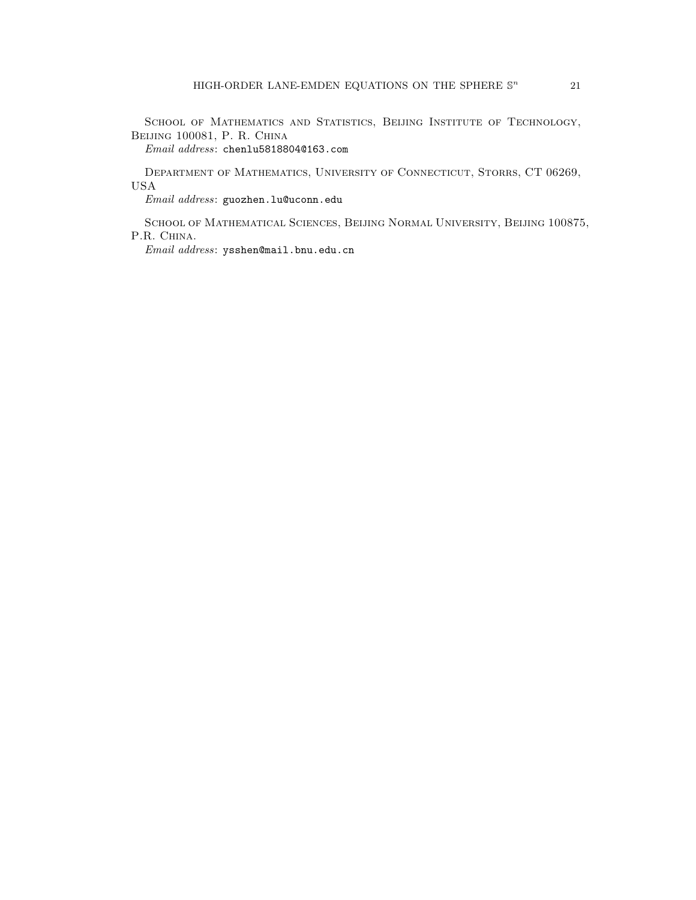School of Mathematics and Statistics, Beijing Institute of Technology, Beijing 100081, P. R. China

*Email address*: chenlu5818804@163.com

Department of Mathematics, University of Connecticut, Storrs, CT 06269, USA

*Email address*: guozhen.lu@uconn.edu

School of Mathematical Sciences, Beijing Normal University, Beijing 100875, P.R. China.

*Email address*: ysshen@mail.bnu.edu.cn